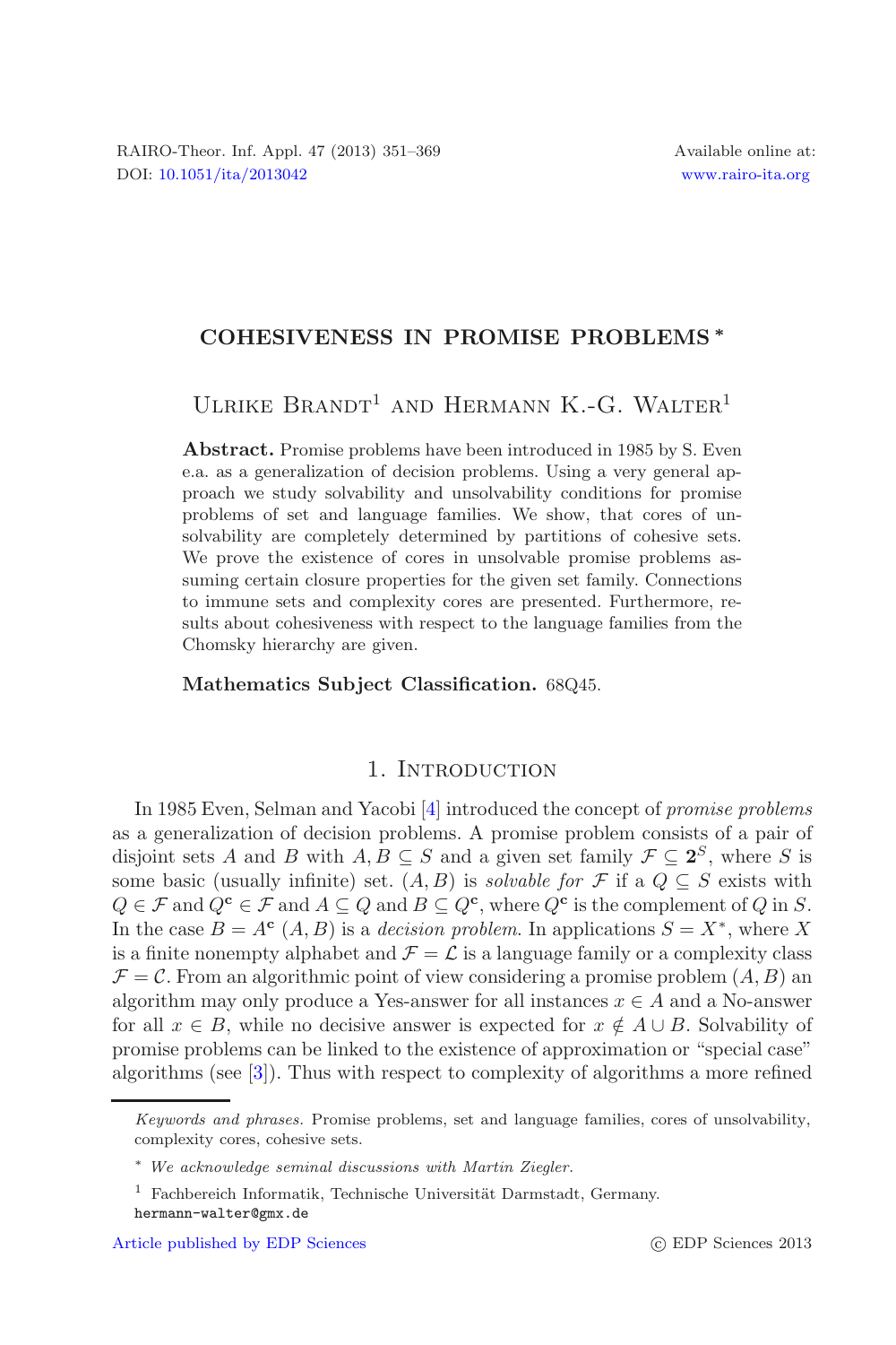# COHESIVENESS IN PROMISE PROBLEMS *

Ulrike Brandt[1] and Hermann K.-G. Walter[1]

**Abstract.** Promise problems have been introduced in 1985 by S. Even e.a. as a generalization of decision problems. Using a very general approach we study solvability and unsolvability conditions for promise problems of set and language families. We show, that cores of unsolvability are completely determined by partitions of cohesive sets. We prove the existence of cores in unsolvable promise problems assuming certain closure properties for the given set family. Connections to immune sets and complexity cores are presented. Furthermore, results about cohesiveness with respect to the language families from the Chomsky hierarchy are given.

**Mathematics Subject Classification.** 68Q45.

## 1. Introduction

In 1985 Even, Selman and Yacobi [4] introduced the concept of *promise problems* as a generalization of decision problems. A promise problem consists of a pair of disjoint sets $A$ and $B$ with $A, B \subseteq S$ and a given set family $\mathcal{F} \subseteq \mathbf{2}^S$, where $S$ is some basic (usually infinite) set. $(A, B)$ is *solvable for* $\mathcal{F}$ if a $Q \subseteq S$ exists with $Q \in \mathcal{F}$ and $Q^{\mathbf{c}} \in \mathcal{F}$ and $A \subseteq Q$ and $B \subseteq Q^{\mathbf{c}}$, where $Q^{\mathbf{c}}$ is the complement of $Q$ in $S$. In the case $B = A^{\mathbf{c}}$ $(A, B)$ is a *decision problem*. In applications $S = X^*$, where $X$ is a finite nonempty alphabet and $\mathcal{F} = \mathcal{L}$ is a language family or a complexity class $\mathcal{F} = \mathcal{C}$. From an algorithmic point of view considering a promise problem $(A, B)$ an algorithm may only produce a Yes-answer for all instances $x \in A$ and a No-answer for all $x \in B$, while no decisive answer is expected for $x \notin A \cup B$. Solvability of promise problems can be linked to the existence of approximation or "special case" algorithms (see [3]). Thus with respect to complexity of algorithms a more refined

---

*Keywords and phrases.* Promise problems, set and language families, cores of unsolvability, complexity cores, cohesive sets.

\* *We acknowledge seminal discussions with Martin Ziegler.*

[1] Fachbereich Informatik, Technische Universität Darmstadt, Germany.
hermann-walter@gmx.de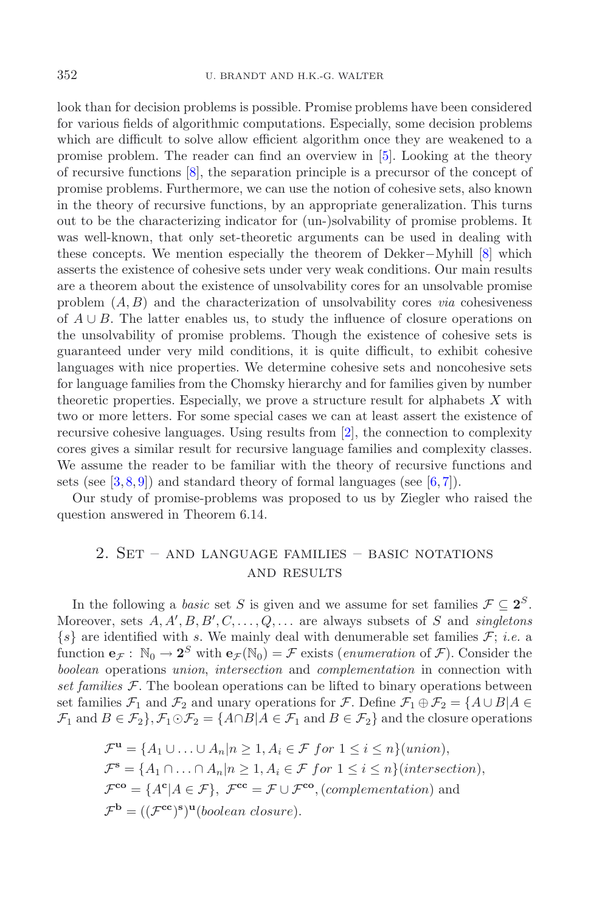look than for decision problems is possible. Promise problems have been considered for various fields of algorithmic computations. Especially, some decision problems which are difficult to solve allow efficient algorithm once they are weakened to a promise problem. The reader can find an overview in [5]. Looking at the theory of recursive functions [8], the separation principle is a precursor of the concept of promise problems. Furthermore, we can use the notion of cohesive sets, also known in the theory of recursive functions, by an appropriate generalization. This turns out to be the characterizing indicator for (un-)solvability of promise problems. It was well-known, that only set-theoretic arguments can be used in dealing with these concepts. We mention especially the theorem of Dekker−Myhill [8] which asserts the existence of cohesive sets under very weak conditions. Our main results are a theorem about the existence of unsolvability cores for an unsolvable promise problem $(A, B)$ and the characterization of unsolvability cores *via* cohesiveness of $A \cup B$. The latter enables us, to study the influence of closure operations on the unsolvability of promise problems. Though the existence of cohesive sets is guaranteed under very mild conditions, it is quite difficult, to exhibit cohesive languages with nice properties. We determine cohesive sets and noncohesive sets for language families from the Chomsky hierarchy and for families given by number theoretic properties. Especially, we prove a structure result for alphabets $X$ with two or more letters. For some special cases we can at least assert the existence of recursive cohesive languages. Using results from [2], the connection to complexity cores gives a similar result for recursive language families and complexity classes. We assume the reader to be familiar with the theory of recursive functions and sets (see [3,8,9]) and standard theory of formal languages (see [6,7]).

Our study of promise-problems was proposed to us by Ziegler who raised the question answered in Theorem 6.14.

## 2. Set – and language families – basic notations and results

In the following a *basic* set $S$ is given and we assume for set families $\mathcal{F} \subseteq \mathbf{2}^S$. Moreover, sets $A, A', B, B', C, \ldots, Q, \ldots$ are always subsets of $S$ and *singletons* $\{s\}$ are identified with $s$. We mainly deal with denumerable set families $\mathcal{F}$; *i.e.* a function $\mathbf{e}_\mathcal{F} : \mathbb{N}_0 \to \mathbf{2}^S$ with $\mathbf{e}_\mathcal{F}(\mathbb{N}_0) = \mathcal{F}$ exists (*enumeration* of $\mathcal{F}$). Consider the *boolean* operations *union*, *intersection* and *complementation* in connection with *set families* $\mathcal{F}$. The boolean operations can be lifted to binary operations between set families $\mathcal{F}_1$ and $\mathcal{F}_2$ and unary operations for $\mathcal{F}$. Define $\mathcal{F}_1 \oplus \mathcal{F}_2 = \{A \cup B | A \in \mathcal{F}_1 \text{ and } B \in \mathcal{F}_2\}$, $\mathcal{F}_1 \odot \mathcal{F}_2 = \{A \cap B | A \in \mathcal{F}_1 \text{ and } B \in \mathcal{F}_2\}$ and the closure operations

$$\mathcal{F}^{\mathbf{u}} = \{A_1 \cup \ldots \cup A_n | n \geq 1, A_i \in \mathcal{F} \; for \; 1 \leq i \leq n\} (union),$$
$$\mathcal{F}^{\mathbf{s}} = \{A_1 \cap \ldots \cap A_n | n \geq 1, A_i \in \mathcal{F} \; for \; 1 \leq i \leq n\} (intersection),$$
$$\mathcal{F}^{\mathbf{co}} = \{A^{\mathbf{c}} | A \in \mathcal{F}\}, \; \mathcal{F}^{\mathbf{cc}} = \mathcal{F} \cup \mathcal{F}^{\mathbf{co}}, (complementation) \text{ and}$$
$$\mathcal{F}^{\mathbf{b}} = ((\mathcal{F}^{\mathbf{cc}})^{\mathbf{s}})^{\mathbf{u}} (boolean\ closure).$$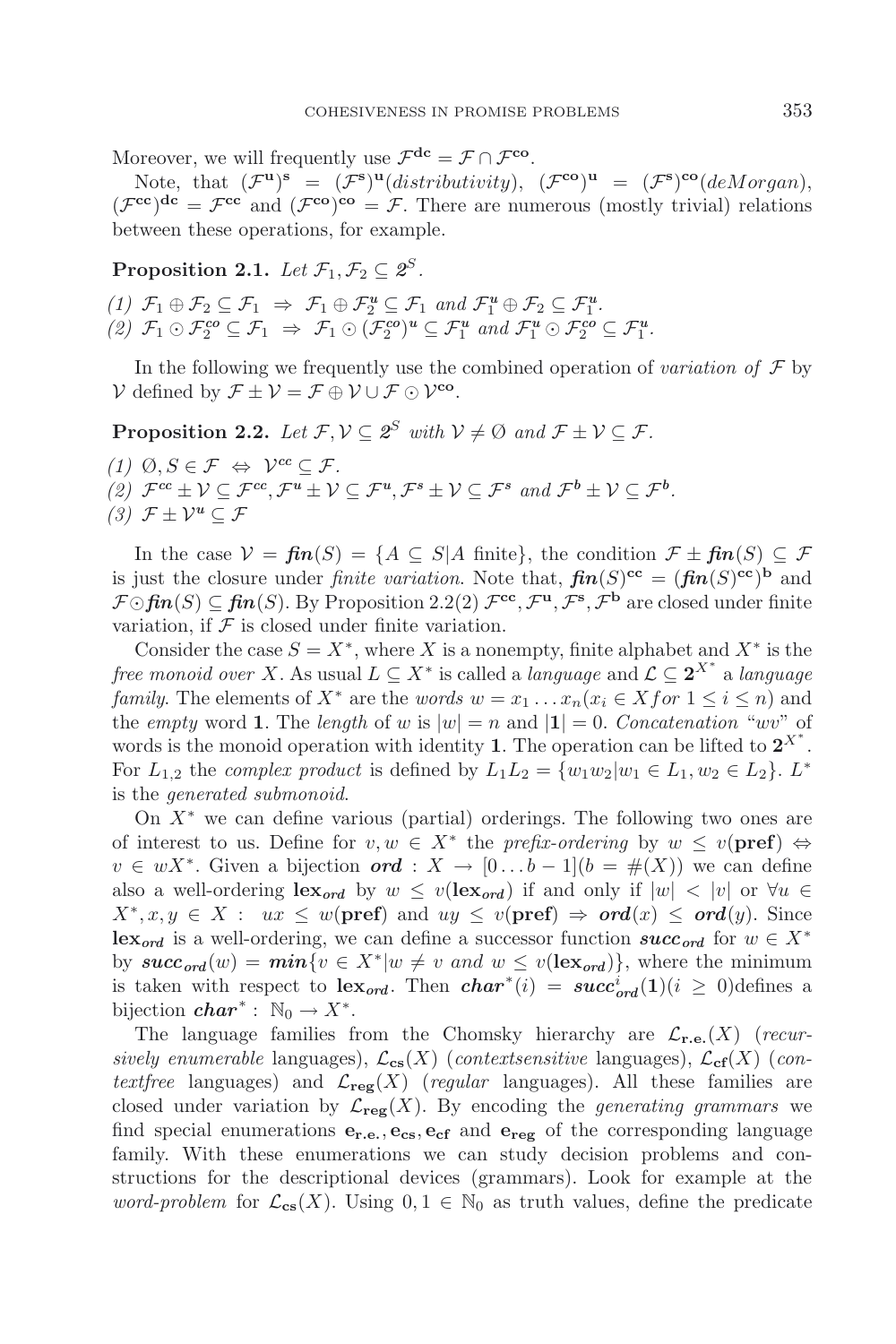Moreover, we will frequently use $\mathcal{F}^{\mathbf{dc}} = \mathcal{F} \cap \mathcal{F}^{\mathbf{co}}$.

Note, that $(\mathcal{F}^{\mathbf{u}})^{\mathbf{s}} = (\mathcal{F}^{\mathbf{s}})^{\mathbf{u}}$(*distributivity*), $(\mathcal{F}^{\mathbf{co}})^{\mathbf{u}} = (\mathcal{F}^{\mathbf{s}})^{\mathbf{co}}$(*deMorgan*), $(\mathcal{F}^{\mathbf{cc}})^{\mathbf{dc}} = \mathcal{F}^{\mathbf{cc}}$ and $(\mathcal{F}^{\mathbf{co}})^{\mathbf{co}} = \mathcal{F}$. There are numerous (mostly trivial) relations between these operations, for example.

**Proposition 2.1.** *Let $\mathcal{F}_1, \mathcal{F}_2 \subseteq \mathbf{2}^S$.*

*(1) $\mathcal{F}_1 \oplus \mathcal{F}_2 \subseteq \mathcal{F}_1 \;\Rightarrow\; \mathcal{F}_1 \oplus \mathcal{F}_2^{\boldsymbol{u}} \subseteq \mathcal{F}_1$ and $\mathcal{F}_1^{\boldsymbol{u}} \oplus \mathcal{F}_2 \subseteq \mathcal{F}_1^{\boldsymbol{u}}$.*
*(2) $\mathcal{F}_1 \odot \mathcal{F}_2^{\boldsymbol{co}} \subseteq \mathcal{F}_1 \;\Rightarrow\; \mathcal{F}_1 \odot (\mathcal{F}_2^{\boldsymbol{co}})^{\boldsymbol{u}} \subseteq \mathcal{F}_1^{\boldsymbol{u}}$ and $\mathcal{F}_1^{\boldsymbol{u}} \odot \mathcal{F}_2^{\boldsymbol{co}} \subseteq \mathcal{F}_1^{\boldsymbol{u}}$.*

In the following we frequently use the combined operation of *variation of* $\mathcal{F}$ by $\mathcal{V}$ defined by $\mathcal{F} \pm \mathcal{V} = \mathcal{F} \oplus \mathcal{V} \cup \mathcal{F} \odot \mathcal{V}^{\mathbf{co}}$.

**Proposition 2.2.** *Let $\mathcal{F}, \mathcal{V} \subseteq \mathbf{2}^S$ with $\mathcal{V} \neq \emptyset$ and $\mathcal{F} \pm \mathcal{V} \subseteq \mathcal{F}$.*

*(1) $\emptyset, S \in \mathcal{F} \;\Leftrightarrow\; \mathcal{V}^{\boldsymbol{cc}} \subseteq \mathcal{F}$.*
*(2) $\mathcal{F}^{\boldsymbol{cc}} \pm \mathcal{V} \subseteq \mathcal{F}^{\boldsymbol{cc}}, \mathcal{F}^{\boldsymbol{u}} \pm \mathcal{V} \subseteq \mathcal{F}^{\boldsymbol{u}}, \mathcal{F}^{\boldsymbol{s}} \pm \mathcal{V} \subseteq \mathcal{F}^{\boldsymbol{s}}$ and $\mathcal{F}^{\boldsymbol{b}} \pm \mathcal{V} \subseteq \mathcal{F}^{\boldsymbol{b}}$.*
*(3) $\mathcal{F} \pm \mathcal{V}^{\boldsymbol{u}} \subseteq \mathcal{F}$*

In the case $\mathcal{V} = \boldsymbol{fin}(S) = \{A \subseteq S | A \text{ finite}\}$, the condition $\mathcal{F} \pm \boldsymbol{fin}(S) \subseteq \mathcal{F}$ is just the closure under *finite variation*. Note that, $\boldsymbol{fin}(S)^{\mathbf{cc}} = (\boldsymbol{fin}(S)^{\mathbf{cc}})^{\mathbf{b}}$ and $\mathcal{F} \odot \boldsymbol{fin}(S) \subseteq \boldsymbol{fin}(S)$. By Proposition 2.2(2) $\mathcal{F}^{\mathbf{cc}}, \mathcal{F}^{\mathbf{u}}, \mathcal{F}^{\mathbf{s}}, \mathcal{F}^{\mathbf{b}}$ are closed under finite variation, if $\mathcal{F}$ is closed under finite variation.

Consider the case $S = X^*$, where $X$ is a nonempty, finite alphabet and $X^*$ is the *free monoid over* $X$. As usual $L \subseteq X^*$ is called a *language* and $\mathcal{L} \subseteq \mathbf{2}^{X^*}$ a *language family*. The elements of $X^*$ are the *words* $w = x_1 \ldots x_n (x_i \in X for\ 1 \leq i \leq n)$ and the *empty* word $\mathbf{1}$. The *length* of $w$ is $|w| = n$ and $|\mathbf{1}| = 0$. *Concatenation* "$wv$" of words is the monoid operation with identity $\mathbf{1}$. The operation can be lifted to $\mathbf{2}^{X^*}$. For $L_{1,2}$ the *complex product* is defined by $L_1 L_2 = \{w_1 w_2 | w_1 \in L_1, w_2 \in L_2\}$. $L^*$ is the *generated submonoid*.

On $X^*$ we can define various (partial) orderings. The following two ones are of interest to us. Define for $v, w \in X^*$ the *prefix-ordering* by $w \leq v(\mathbf{pref}) \Leftrightarrow v \in wX^*$. Given a bijection $\boldsymbol{ord} : X \to [0 \ldots b-1] (b = \#(X))$ we can define also a well-ordering $\mathbf{lex}_{\boldsymbol{ord}}$ by $w \leq v(\mathbf{lex}_{\boldsymbol{ord}})$ if and only if $|w| < |v|$ or $\forall u \in X^*, x, y \in X : \;\; ux \leq w(\mathbf{pref})$ and $uy \leq v(\mathbf{pref}) \Rightarrow \boldsymbol{ord}(x) \leq \boldsymbol{ord}(y)$. Since $\mathbf{lex}_{\boldsymbol{ord}}$ is a well-ordering, we can define a successor function $\boldsymbol{succ}_{\boldsymbol{ord}}$ for $w \in X^*$ by $\boldsymbol{succ}_{\boldsymbol{ord}}(w) = \boldsymbol{min}\{v \in X^* | w \neq v \text{ and } w \leq v(\mathbf{lex}_{\boldsymbol{ord}})\}$, where the minimum is taken with respect to $\mathbf{lex}_{\boldsymbol{ord}}$. Then $\boldsymbol{char}^*(i) = \boldsymbol{succ}^i_{\boldsymbol{ord}}(\mathbf{1}) (i \geq 0)$defines a bijection $\boldsymbol{char}^* : \mathbb{N}_0 \to X^*$.

The language families from the Chomsky hierarchy are $\mathcal{L}_{\mathbf{r.e.}}(X)$ (*recursively enumerable* languages), $\mathcal{L}_{\mathbf{cs}}(X)$ (*contextsensitive* languages), $\mathcal{L}_{\mathbf{cf}}(X)$ (*contextfree* languages) and $\mathcal{L}_{\mathbf{reg}}(X)$ (*regular* languages). All these families are closed under variation by $\mathcal{L}_{\mathbf{reg}}(X)$. By encoding the *generating grammars* we find special enumerations $\mathbf{e}_{\mathbf{r.e.}}, \mathbf{e}_{\mathbf{cs}}, \mathbf{e}_{\mathbf{cf}}$ and $\mathbf{e}_{\mathbf{reg}}$ of the corresponding language family. With these enumerations we can study decision problems and constructions for the descriptional devices (grammars). Look for example at the *word-problem* for $\mathcal{L}_{\mathbf{cs}}(X)$. Using $0, 1 \in \mathbb{N}_0$ as truth values, define the predicate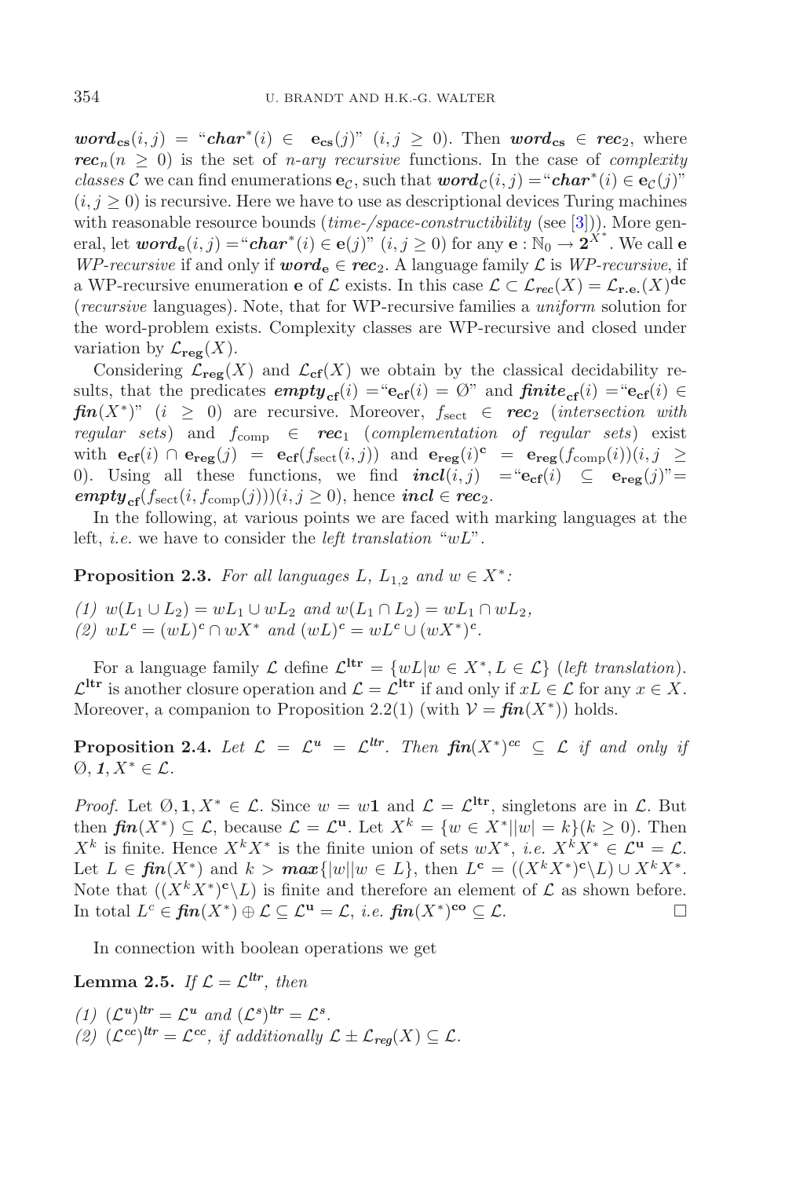$\boldsymbol{word}_{\mathbf{cs}}(i,j)$ = "$\boldsymbol{char}^*(i) \in \mathbf{e_{cs}}(j)$" $(i, j \geq 0)$. Then $\boldsymbol{word}_{\mathbf{cs}} \in \boldsymbol{rec}_2$, where $\boldsymbol{rec}_n (n \geq 0)$ is the set of *n-ary recursive* functions. In the case of *complexity classes* $\mathcal{C}$ we can find enumerations $\mathbf{e}_{\mathcal{C}}$, such that $\boldsymbol{word}_{\mathcal{C}}(i,j)$ = "$\boldsymbol{char}^*(i) \in \mathbf{e}_{\mathcal{C}}(j)$" $(i, j \geq 0)$ is recursive. Here we have to use as descriptional devices Turing machines with reasonable resource bounds (*time-/space-constructibility* (see [3])). More general, let $\boldsymbol{word}_{\mathbf{e}}(i,j)$ = "$\boldsymbol{char}^*(i) \in \mathbf{e}(j)$" $(i, j \geq 0)$ for any $\mathbf{e} : \mathbb{N}_0 \to \mathbf{2}^{X^*}$. We call $\mathbf{e}$ *WP-recursive* if and only if $\boldsymbol{word}_{\mathbf{e}} \in \boldsymbol{rec}_2$. A language family $\mathcal{L}$ is *WP-recursive*, if a WP-recursive enumeration $\mathbf{e}$ of $\mathcal{L}$ exists. In this case $\mathcal{L} \subset \mathcal{L}_{\boldsymbol{rec}}(X) = \mathcal{L}_{\mathbf{r.e.}}(X)^{\mathbf{dc}}$ (*recursive* languages). Note, that for WP-recursive families a *uniform* solution for the word-problem exists. Complexity classes are WP-recursive and closed under variation by $\mathcal{L}_{\mathbf{reg}}(X)$.

Considering $\mathcal{L}_{\mathbf{reg}}(X)$ and $\mathcal{L}_{\mathbf{cf}}(X)$ we obtain by the classical decidability results, that the predicates $\boldsymbol{empty}_{\mathbf{cf}}(i)$ = "$\mathbf{e_{cf}}(i) = \emptyset$" and $\boldsymbol{finite}_{\mathbf{cf}}(i)$ = "$\mathbf{e_{cf}}(i) \in \boldsymbol{fin}(X^*)$" $(i \geq 0)$ are recursive. Moreover, $f_{\text{sect}} \in \boldsymbol{rec}_2$ (*intersection with regular sets*) and $f_{\text{comp}} \in \boldsymbol{rec}_1$ (*complementation of regular sets*) exist with $\mathbf{e_{cf}}(i) \cap \mathbf{e_{reg}}(j) = \mathbf{e_{cf}}(f_{\text{sect}}(i,j))$ and $\mathbf{e_{reg}}(i)^{\mathbf{c}} = \mathbf{e_{reg}}(f_{\text{comp}}(i))(i, j \geq 0)$. Using all these functions, we find $\boldsymbol{incl}(i,j)$ = "$\mathbf{e_{cf}}(i) \subseteq \mathbf{e_{reg}}(j)$"= $\boldsymbol{empty}_{\mathbf{cf}}(f_{\text{sect}}(i, f_{\text{comp}}(j)))(i, j \geq 0)$, hence $\boldsymbol{incl} \in \boldsymbol{rec}_2$.

In the following, at various points we are faced with marking languages at the left, *i.e.* we have to consider the *left translation* "$wL$".

**Proposition 2.3.** *For all languages $L$, $L_{1,2}$ and $w \in X^*$:*

*(1) $w(L_1 \cup L_2) = wL_1 \cup wL_2$ and $w(L_1 \cap L_2) = wL_1 \cap wL_2$,*
*(2) $wL^c = (wL)^c \cap wX^*$ and $(wL)^c = wL^c \cup (wX^*)^c$.*

For a language family $\mathcal{L}$ define $\mathcal{L}^{\mathbf{ltr}} = \{wL | w \in X^*, L \in \mathcal{L}\}$ (*left translation*). $\mathcal{L}^{\mathbf{ltr}}$ is another closure operation and $\mathcal{L} = \mathcal{L}^{\mathbf{ltr}}$ if and only if $xL \in \mathcal{L}$ for any $x \in X$. Moreover, a companion to Proposition 2.2(1) (with $\mathcal{V} = \boldsymbol{fin}(X^*)$) holds.

**Proposition 2.4.** *Let $\mathcal{L} = \mathcal{L}^{\boldsymbol{u}} = \mathcal{L}^{\boldsymbol{ltr}}$. Then $\boldsymbol{fin}(X^*)^{\boldsymbol{cc}} \subseteq \mathcal{L}$ if and only if $\emptyset, \boldsymbol{1}, X^* \in \mathcal{L}$.*

*Proof.* Let $\emptyset, \mathbf{1}, X^* \in \mathcal{L}$. Since $w = w\mathbf{1}$ and $\mathcal{L} = \mathcal{L}^{\mathbf{ltr}}$, singletons are in $\mathcal{L}$. But then $\boldsymbol{fin}(X^*) \subseteq \mathcal{L}$, because $\mathcal{L} = \mathcal{L}^{\mathbf{u}}$. Let $X^k = \{w \in X^* | |w| = k\} (k \geq 0)$. Then $X^k$ is finite. Hence $X^k X^*$ is the finite union of sets $wX^*$, *i.e.* $X^k X^* \in \mathcal{L}^{\mathbf{u}} = \mathcal{L}$. Let $L \in \boldsymbol{fin}(X^*)$ and $k > \boldsymbol{max}\{|w| | w \in L\}$, then $L^{\mathbf{c}} = ((X^k X^*)^{\mathbf{c}} \backslash L) \cup X^k X^*$. Note that $((X^k X^*)^{\mathbf{c}} \backslash L)$ is finite and therefore an element of $\mathcal{L}$ as shown before. In total $L^c \in \boldsymbol{fin}(X^*) \oplus \mathcal{L} \subseteq \mathcal{L}^{\mathbf{u}} = \mathcal{L}$, *i.e.* $\boldsymbol{fin}(X^*)^{\mathbf{co}} \subseteq \mathcal{L}$. $\square$

In connection with boolean operations we get

**Lemma 2.5.** *If $\mathcal{L} = \mathcal{L}^{\boldsymbol{ltr}}$, then*

*(1) $(\mathcal{L}^{\boldsymbol{u}})^{\boldsymbol{ltr}} = \mathcal{L}^{\boldsymbol{u}}$ and $(\mathcal{L}^{\boldsymbol{s}})^{\boldsymbol{ltr}} = \mathcal{L}^{\boldsymbol{s}}$.*
*(2) $(\mathcal{L}^{\boldsymbol{cc}})^{\boldsymbol{ltr}} = \mathcal{L}^{\boldsymbol{cc}}$, if additionally $\mathcal{L} \pm \mathcal{L}_{\boldsymbol{reg}}(X) \subseteq \mathcal{L}$.*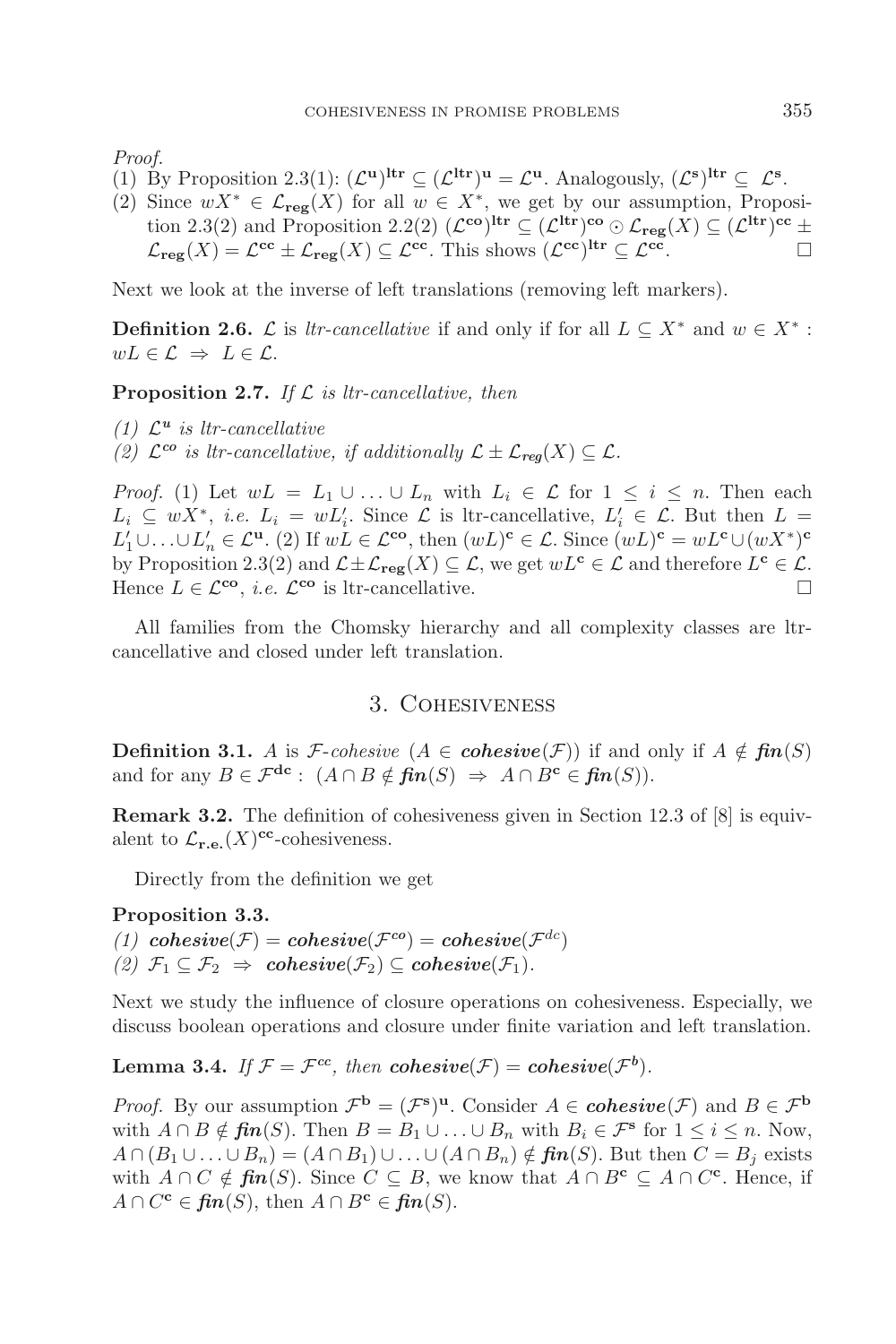*Proof.*

(1) By Proposition 2.3(1): $(\mathcal{L}^{\mathbf{u}})^{\mathbf{ltr}} \subseteq (\mathcal{L}^{\mathbf{ltr}})^{\mathbf{u}} = \mathcal{L}^{\mathbf{u}}$. Analogously, $(\mathcal{L}^{\mathbf{s}})^{\mathbf{ltr}} \subseteq \mathcal{L}^{\mathbf{s}}$.

(2) Since $wX^* \in \mathcal{L}_{\mathbf{reg}}(X)$ for all $w \in X^*$, we get by our assumption, Proposition 2.3(2) and Proposition 2.2(2) $(\mathcal{L}^{\mathbf{co}})^{\mathbf{ltr}} \subseteq (\mathcal{L}^{\mathbf{ltr}})^{\mathbf{co}} \odot \mathcal{L}_{\mathbf{reg}}(X) \subseteq (\mathcal{L}^{\mathbf{ltr}})^{\mathbf{cc}} \pm \mathcal{L}_{\mathbf{reg}}(X) = \mathcal{L}^{\mathbf{cc}} \pm \mathcal{L}_{\mathbf{reg}}(X) \subseteq \mathcal{L}^{\mathbf{cc}}$. This shows $(\mathcal{L}^{\mathbf{cc}})^{\mathbf{ltr}} \subseteq \mathcal{L}^{\mathbf{cc}}$. □

Next we look at the inverse of left translations (removing left markers).

**Definition 2.6.** $\mathcal{L}$ is *ltr-cancellative* if and only if for all $L \subseteq X^*$ and $w \in X^*$ : $wL \in \mathcal{L} \Rightarrow L \in \mathcal{L}$.

**Proposition 2.7.** *If $\mathcal{L}$ is ltr-cancellative, then*

*(1) $\mathcal{L}^{\mathbf{u}}$ is ltr-cancellative*

*(2) $\mathcal{L}^{\mathbf{co}}$ is ltr-cancellative, if additionally $\mathcal{L} \pm \mathcal{L}_{\mathbf{reg}}(X) \subseteq \mathcal{L}$.*

*Proof.* (1) Let $wL = L_1 \cup \ldots \cup L_n$ with $L_i \in \mathcal{L}$ for $1 \leq i \leq n$. Then each $L_i \subseteq wX^*$, *i.e.* $L_i = wL'_i$. Since $\mathcal{L}$ is ltr-cancellative, $L'_i \in \mathcal{L}$. But then $L = L'_1 \cup \ldots \cup L'_n \in \mathcal{L}^{\mathbf{u}}$. (2) If $wL \in \mathcal{L}^{\mathbf{co}}$, then $(wL)^{\mathbf{c}} \in \mathcal{L}$. Since $(wL)^{\mathbf{c}} = wL^{\mathbf{c}} \cup (wX^*)^{\mathbf{c}}$ by Proposition 2.3(2) and $\mathcal{L} \pm \mathcal{L}_{\mathbf{reg}}(X) \subseteq \mathcal{L}$, we get $wL^{\mathbf{c}} \in \mathcal{L}$ and therefore $L^{\mathbf{c}} \in \mathcal{L}$. Hence $L \in \mathcal{L}^{\mathbf{co}}$, *i.e.* $\mathcal{L}^{\mathbf{co}}$ is ltr-cancellative. □

All families from the Chomsky hierarchy and all complexity classes are ltr-cancellative and closed under left translation.

## 3. Cohesiveness

**Definition 3.1.** $A$ is $\mathcal{F}$*-cohesive* ($A \in \boldsymbol{cohesive}(\mathcal{F})$) if and only if $A \notin \boldsymbol{fin}(S)$ and for any $B \in \mathcal{F}^{\mathbf{dc}}$ : $(A \cap B \notin \boldsymbol{fin}(S) \Rightarrow A \cap B^{\mathbf{c}} \in \boldsymbol{fin}(S))$.

**Remark 3.2.** The definition of cohesiveness given in Section 12.3 of [8] is equivalent to $\mathcal{L}_{\mathbf{r.e.}}(X)^{\mathbf{cc}}$-cohesiveness.

Directly from the definition we get

**Proposition 3.3.**

*(1)* $\boldsymbol{cohesive}(\mathcal{F}) = \boldsymbol{cohesive}(\mathcal{F}^{co}) = \boldsymbol{cohesive}(\mathcal{F}^{dc})$

*(2)* $\mathcal{F}_1 \subseteq \mathcal{F}_2 \Rightarrow \boldsymbol{cohesive}(\mathcal{F}_2) \subseteq \boldsymbol{cohesive}(\mathcal{F}_1)$.

Next we study the influence of closure operations on cohesiveness. Especially, we discuss boolean operations and closure under finite variation and left translation.

**Lemma 3.4.** *If $\mathcal{F} = \mathcal{F}^{cc}$, then $\boldsymbol{cohesive}(\mathcal{F}) = \boldsymbol{cohesive}(\mathcal{F}^{b})$.*

*Proof.* By our assumption $\mathcal{F}^{\mathbf{b}} = (\mathcal{F}^{\mathbf{s}})^{\mathbf{u}}$. Consider $A \in \boldsymbol{cohesive}(\mathcal{F})$ and $B \in \mathcal{F}^{\mathbf{b}}$ with $A \cap B \notin \boldsymbol{fin}(S)$. Then $B = B_1 \cup \ldots \cup B_n$ with $B_i \in \mathcal{F}^{\mathbf{s}}$ for $1 \leq i \leq n$. Now, $A \cap (B_1 \cup \ldots \cup B_n) = (A \cap B_1) \cup \ldots \cup (A \cap B_n) \notin \boldsymbol{fin}(S)$. But then $C = B_j$ exists with $A \cap C \notin \boldsymbol{fin}(S)$. Since $C \subseteq B$, we know that $A \cap B^{\mathbf{c}} \subseteq A \cap C^{\mathbf{c}}$. Hence, if $A \cap C^{\mathbf{c}} \in \boldsymbol{fin}(S)$, then $A \cap B^{\mathbf{c}} \in \boldsymbol{fin}(S)$.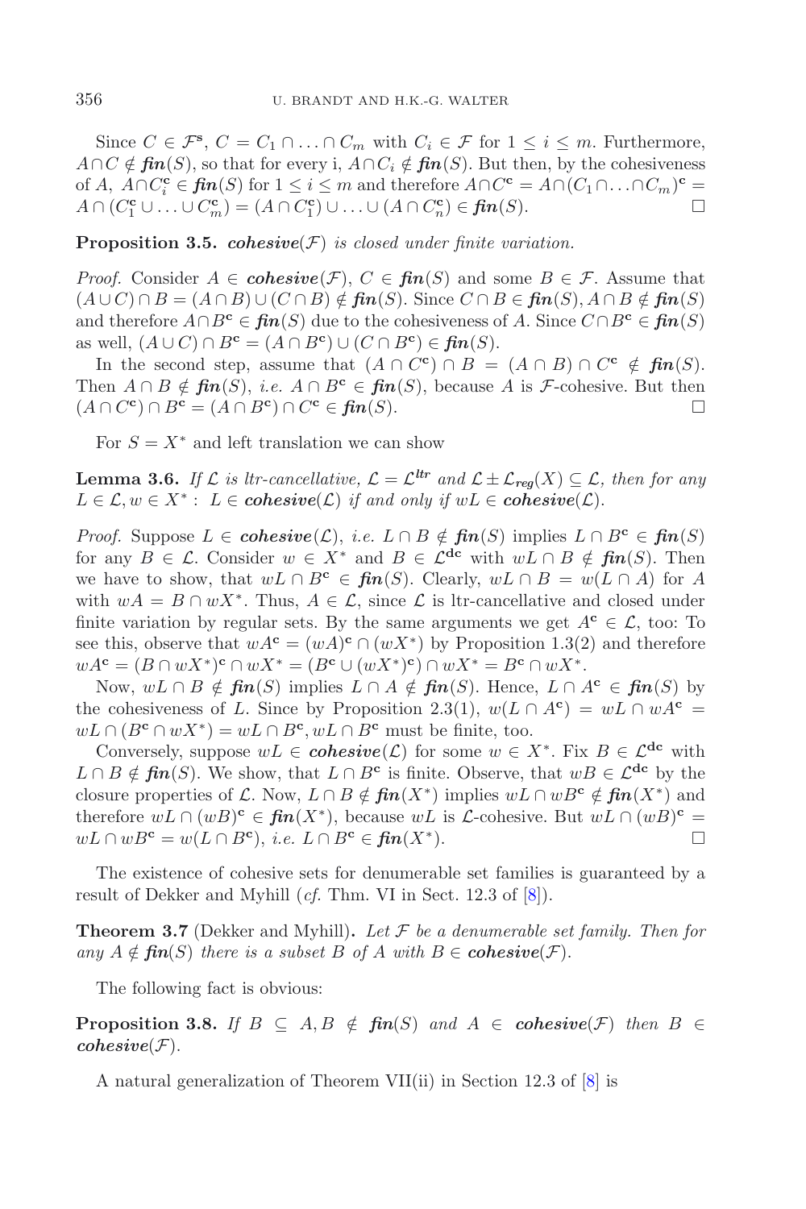Since $C \in \mathcal{F}^{\mathbf{s}}$, $C = C_1 \cap \ldots \cap C_m$ with $C_i \in \mathcal{F}$ for $1 \leq i \leq m$. Furthermore, $A \cap C \notin \boldsymbol{fin}(S)$, so that for every i, $A \cap C_i \notin \boldsymbol{fin}(S)$. But then, by the cohesiveness of $A$, $A \cap C_i^{\mathbf{c}} \in \boldsymbol{fin}(S)$ for $1 \leq i \leq m$ and therefore $A \cap C^{\mathbf{c}} = A \cap (C_1 \cap \ldots \cap C_m)^{\mathbf{c}} = A \cap (C_1^{\mathbf{c}} \cup \ldots \cup C_m^{\mathbf{c}}) = (A \cap C_1^{\mathbf{c}}) \cup \ldots \cup (A \cap C_n^{\mathbf{c}}) \in \boldsymbol{fin}(S)$. □

**Proposition 3.5.** *$\boldsymbol{cohesive}(\mathcal{F})$ is closed under finite variation.*

*Proof.* Consider $A \in \boldsymbol{cohesive}(\mathcal{F})$, $C \in \boldsymbol{fin}(S)$ and some $B \in \mathcal{F}$. Assume that $(A \cup C) \cap B = (A \cap B) \cup (C \cap B) \notin \boldsymbol{fin}(S)$. Since $C \cap B \in \boldsymbol{fin}(S)$, $A \cap B \notin \boldsymbol{fin}(S)$ and therefore $A \cap B^{\mathbf{c}} \in \boldsymbol{fin}(S)$ due to the cohesiveness of $A$. Since $C \cap B^{\mathbf{c}} \in \boldsymbol{fin}(S)$ as well, $(A \cup C) \cap B^{\mathbf{c}} = (A \cap B^{\mathbf{c}}) \cup (C \cap B^{\mathbf{c}}) \in \boldsymbol{fin}(S)$.

In the second step, assume that $(A \cap C^{\mathbf{c}}) \cap B = (A \cap B) \cap C^{\mathbf{c}} \notin \boldsymbol{fin}(S)$. Then $A \cap B \notin \boldsymbol{fin}(S)$, *i.e.* $A \cap B^{\mathbf{c}} \in \boldsymbol{fin}(S)$, because $A$ is $\mathcal{F}$-cohesive. But then $(A \cap C^{\mathbf{c}}) \cap B^{\mathbf{c}} = (A \cap B^{\mathbf{c}}) \cap C^{\mathbf{c}} \in \boldsymbol{fin}(S)$. □

For $S = X^*$ and left translation we can show

**Lemma 3.6.** *If $\mathcal{L}$ is ltr-cancellative, $\mathcal{L} = \mathcal{L}^{\boldsymbol{ltr}}$ and $\mathcal{L} \pm \mathcal{L}_{\boldsymbol{reg}}(X) \subseteq \mathcal{L}$, then for any $L \in \mathcal{L}, w \in X^*$: $L \in \boldsymbol{cohesive}(\mathcal{L})$ if and only if $wL \in \boldsymbol{cohesive}(\mathcal{L})$.*

*Proof.* Suppose $L \in \boldsymbol{cohesive}(\mathcal{L})$, *i.e.* $L \cap B \notin \boldsymbol{fin}(S)$ implies $L \cap B^{\mathbf{c}} \in \boldsymbol{fin}(S)$ for any $B \in \mathcal{L}$. Consider $w \in X^*$ and $B \in \mathcal{L}^{\mathbf{dc}}$ with $wL \cap B \notin \boldsymbol{fin}(S)$. Then we have to show, that $wL \cap B^{\mathbf{c}} \in \boldsymbol{fin}(S)$. Clearly, $wL \cap B = w(L \cap A)$ for $A$ with $wA = B \cap wX^*$. Thus, $A \in \mathcal{L}$, since $\mathcal{L}$ is ltr-cancellative and closed under finite variation by regular sets. By the same arguments we get $A^{\mathbf{c}} \in \mathcal{L}$, too: To see this, observe that $wA^{\mathbf{c}} = (wA)^{\mathbf{c}} \cap (wX^*)$ by Proposition 1.3(2) and therefore $wA^{\mathbf{c}} = (B \cap wX^*)^{\mathbf{c}} \cap wX^* = (B^{\mathbf{c}} \cup (wX^*)^{\mathbf{c}}) \cap wX^* = B^{\mathbf{c}} \cap wX^*$.

Now, $wL \cap B \notin \boldsymbol{fin}(S)$ implies $L \cap A \notin \boldsymbol{fin}(S)$. Hence, $L \cap A^{\mathbf{c}} \in \boldsymbol{fin}(S)$ by the cohesiveness of $L$. Since by Proposition 2.3(1), $w(L \cap A^{\mathbf{c}}) = wL \cap wA^{\mathbf{c}} = wL \cap (B^{\mathbf{c}} \cap wX^*) = wL \cap B^{\mathbf{c}}, wL \cap B^{\mathbf{c}}$ must be finite, too.

Conversely, suppose $wL \in \boldsymbol{cohesive}(\mathcal{L})$ for some $w \in X^*$. Fix $B \in \mathcal{L}^{\mathbf{dc}}$ with $L \cap B \notin \boldsymbol{fin}(S)$. We show, that $L \cap B^{\mathbf{c}}$ is finite. Observe, that $wB \in \mathcal{L}^{\mathbf{dc}}$ by the closure properties of $\mathcal{L}$. Now, $L \cap B \notin \boldsymbol{fin}(X^*)$ implies $wL \cap wB^{\mathbf{c}} \notin \boldsymbol{fin}(X^*)$ and therefore $wL \cap (wB)^{\mathbf{c}} \in \boldsymbol{fin}(X^*)$, because $wL$ is $\mathcal{L}$-cohesive. But $wL \cap (wB)^{\mathbf{c}} = wL \cap wB^{\mathbf{c}} = w(L \cap B^{\mathbf{c}})$, *i.e.* $L \cap B^{\mathbf{c}} \in \boldsymbol{fin}(X^*)$. □

The existence of cohesive sets for denumerable set families is guaranteed by a result of Dekker and Myhill (*cf.* Thm. VI in Sect. 12.3 of [8]).

**Theorem 3.7** (Dekker and Myhill)**.** *Let $\mathcal{F}$ be a denumerable set family. Then for any $A \notin \boldsymbol{fin}(S)$ there is a subset $B$ of $A$ with $B \in \boldsymbol{cohesive}(\mathcal{F})$.*

The following fact is obvious:

**Proposition 3.8.** *If $B \subseteq A, B \notin \boldsymbol{fin}(S)$ and $A \in \boldsymbol{cohesive}(\mathcal{F})$ then $B \in \boldsymbol{cohesive}(\mathcal{F})$.*

A natural generalization of Theorem VII(ii) in Section 12.3 of [8] is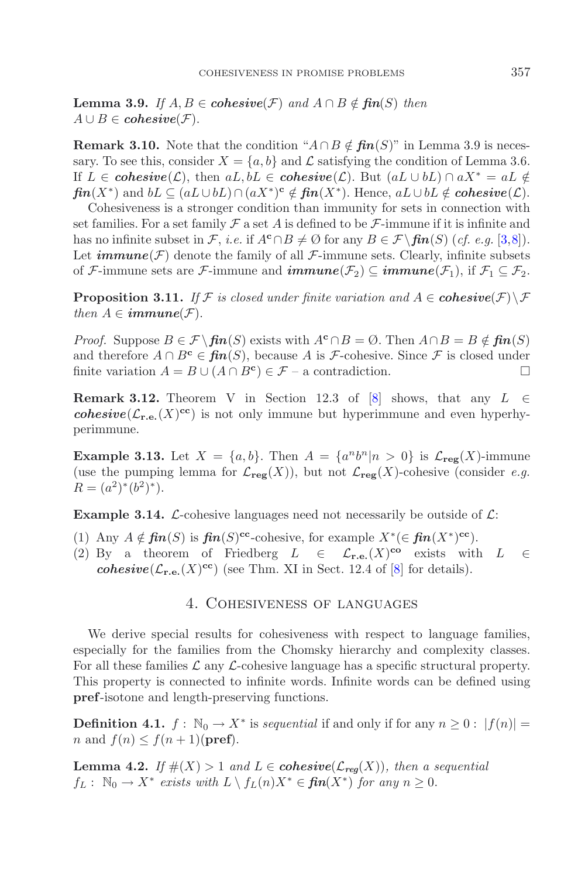**Lemma 3.9.** *If $A, B \in$ **cohesive**$(\mathcal{F})$ and $A \cap B \notin$ **fin**$(S)$ then $A \cup B \in$ **cohesive**$(\mathcal{F})$.*

**Remark 3.10.** Note that the condition "$A \cap B \notin$ **fin**$(S)$" in Lemma 3.9 is necessary. To see this, consider $X = \{a, b\}$ and $\mathcal{L}$ satisfying the condition of Lemma 3.6. If $L \in$ **cohesive**$(\mathcal{L})$, then $aL, bL \in$ **cohesive**$(\mathcal{L})$. But $(aL \cup bL) \cap aX^* = aL \notin$ **fin**$(X^*)$ and $bL \subseteq (aL \cup bL) \cap (aX^*)^{\mathbf{c}} \notin$ **fin**$(X^*)$. Hence, $aL \cup bL \notin$ **cohesive**$(\mathcal{L})$.

Cohesiveness is a stronger condition than immunity for sets in connection with set families. For a set family $\mathcal{F}$ a set $A$ is defined to be $\mathcal{F}$-immune if it is infinite and has no infinite subset in $\mathcal{F}$, *i.e.* if $A^{\mathbf{c}} \cap B \neq \emptyset$ for any $B \in \mathcal{F} \setminus$ **fin**$(S)$ (*cf. e.g.* [3,8]). Let **immune**$(\mathcal{F})$ denote the family of all $\mathcal{F}$-immune sets. Clearly, infinite subsets of $\mathcal{F}$-immune sets are $\mathcal{F}$-immune and **immune**$(\mathcal{F}_2) \subseteq$ **immune**$(\mathcal{F}_1)$, if $\mathcal{F}_1 \subseteq \mathcal{F}_2$.

**Proposition 3.11.** *If $\mathcal{F}$ is closed under finite variation and $A \in$ **cohesive**$(\mathcal{F}) \setminus \mathcal{F}$ then $A \in$ **immune**$(\mathcal{F})$.*

*Proof.* Suppose $B \in \mathcal{F} \setminus$ **fin**$(S)$ exists with $A^{\mathbf{c}} \cap B = \emptyset$. Then $A \cap B = B \notin$ **fin**$(S)$ and therefore $A \cap B^{\mathbf{c}} \in$ **fin**$(S)$, because $A$ is $\mathcal{F}$-cohesive. Since $\mathcal{F}$ is closed under finite variation $A = B \cup (A \cap B^{\mathbf{c}}) \in \mathcal{F}$ – a contradiction. □

**Remark 3.12.** Theorem V in Section 12.3 of [8] shows, that any $L \in$ **cohesive**$(\mathcal{L}_{\mathbf{r.e.}}(X)^{\mathbf{cc}})$ is not only immune but hyperimmune and even hyperhyperimmune.

**Example 3.13.** Let $X = \{a, b\}$. Then $A = \{a^n b^n | n > 0\}$ is $\mathcal{L}_{\mathbf{reg}}(X)$-immune (use the pumping lemma for $\mathcal{L}_{\mathbf{reg}}(X)$), but not $\mathcal{L}_{\mathbf{reg}}(X)$-cohesive (consider *e.g.* $R = (a^2)^*(b^2)^*$).

**Example 3.14.** $\mathcal{L}$-cohesive languages need not necessarily be outside of $\mathcal{L}$:

1. Any $A \notin$ **fin**$(S)$ is **fin**$(S)^{\mathbf{cc}}$-cohesive, for example $X^*(\in$ **fin**$(X^*)^{\mathbf{cc}})$.
2. By a theorem of Friedberg $L \in \mathcal{L}_{\mathbf{r.e.}}(X)^{\mathbf{co}}$ exists with $L \in$ **cohesive**$(\mathcal{L}_{\mathbf{r.e.}}(X)^{\mathbf{cc}})$ (see Thm. XI in Sect. 12.4 of [8] for details).

## 4. Cohesiveness of languages

We derive special results for cohesiveness with respect to language families, especially for the families from the Chomsky hierarchy and complexity classes. For all these families $\mathcal{L}$ any $\mathcal{L}$-cohesive language has a specific structural property. This property is connected to infinite words. Infinite words can be defined using **pref**-isotone and length-preserving functions.

**Definition 4.1.** $f : \mathbb{N}_0 \to X^*$ is *sequential* if and only if for any $n \geq 0 : |f(n)| = n$ and $f(n) \leq f(n+1)(\mathbf{pref})$.

**Lemma 4.2.** *If $\#(X) > 1$ and $L \in$ **cohesive**$(\mathcal{L}_{reg}(X))$, then a sequential $f_L : \mathbb{N}_0 \to X^*$ exists with $L \setminus f_L(n)X^* \in$ **fin**$(X^*)$ for any $n \geq 0$.*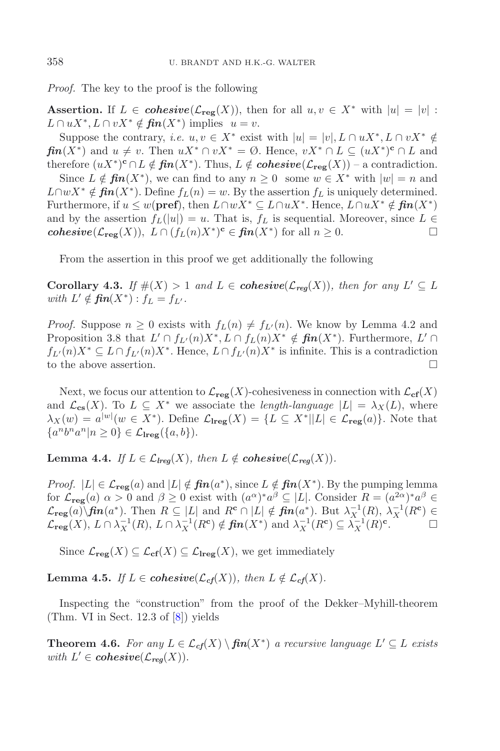*Proof.* The key to the proof is the following

**Assertion.** If $L \in \boldsymbol{cohesive}(\mathcal{L}_{\mathbf{reg}}(X))$, then for all $u, v \in X^*$ with $|u| = |v|$ : $L \cap uX^*, L \cap vX^* \notin \boldsymbol{fin}(X^*)$ implies $u = v$.

Suppose the contrary, *i.e.* $u, v \in X^*$ exist with $|u| = |v|, L \cap uX^*, L \cap vX^* \notin \boldsymbol{fin}(X^*)$ and $u \neq v$. Then $uX^* \cap vX^* = \emptyset$. Hence, $vX^* \cap L \subseteq (uX^*)^{\mathbf{c}} \cap L$ and therefore $(uX^*)^{\mathbf{c}} \cap L \notin \boldsymbol{fin}(X^*)$. Thus, $L \notin \boldsymbol{cohesive}(\mathcal{L}_{\mathbf{reg}}(X))$ – a contradiction.

Since $L \notin \boldsymbol{fin}(X^*)$, we can find to any $n \geq 0$ some $w \in X^*$ with $|w| = n$ and $L \cap wX^* \notin \boldsymbol{fin}(X^*)$. Define $f_L(n) = w$. By the assertion $f_L$ is uniquely determined. Furthermore, if $u \leq w(\mathbf{pref})$, then $L \cap wX^* \subseteq L \cap uX^*$. Hence, $L \cap uX^* \notin \boldsymbol{fin}(X^*)$ and by the assertion $f_L(|u|) = u$. That is, $f_L$ is sequential. Moreover, since $L \in \boldsymbol{cohesive}(\mathcal{L}_{\mathbf{reg}}(X))$, $L \cap (f_L(n)X^*)^{\mathbf{c}} \in \boldsymbol{fin}(X^*)$ for all $n \geq 0$. □

From the assertion in this proof we get additionally the following

**Corollary 4.3.** *If $\#(X) > 1$ and $L \in \boldsymbol{cohesive}(\mathcal{L}_{reg}(X))$, then for any $L' \subseteq L$ with $L' \notin \boldsymbol{fin}(X^*)$ : $f_L = f_{L'}$.*

*Proof.* Suppose $n \geq 0$ exists with $f_L(n) \neq f_{L'}(n)$. We know by Lemma 4.2 and Proposition 3.8 that $L' \cap f_{L'}(n)X^*, L \cap f_L(n)X^* \notin \boldsymbol{fin}(X^*)$. Furthermore, $L' \cap f_{L'}(n)X^* \subseteq L \cap f_{L'}(n)X^*$. Hence, $L \cap f_{L'}(n)X^*$ is infinite. This is a contradiction to the above assertion. □

Next, we focus our attention to $\mathcal{L}_{\mathbf{reg}}(X)$-cohesiveness in connection with $\mathcal{L}_{\mathbf{cf}}(X)$ and $\mathcal{L}_{\mathbf{cs}}(X)$. To $L \subseteq X^*$ we associate the *length-language* $|L| = \lambda_X(L)$, where $\lambda_X(w) = a^{|w|}(w \in X^*)$. Define $\mathcal{L}_{\mathbf{lreg}}(X) = \{L \subseteq X^* \,|\, |L| \in \mathcal{L}_{\mathbf{reg}}(a)\}$. Note that $\{a^n b^n a^n | n \geq 0\} \in \mathcal{L}_{\mathbf{lreg}}(\{a, b\})$.

**Lemma 4.4.** *If $L \in \mathcal{L}_{lreg}(X)$, then $L \notin \boldsymbol{cohesive}(\mathcal{L}_{reg}(X))$.*

*Proof.* $|L| \in \mathcal{L}_{\mathbf{reg}}(a)$ and $|L| \notin \boldsymbol{fin}(a^*)$, since $L \notin \boldsymbol{fin}(X^*)$. By the pumping lemma for $\mathcal{L}_{\mathbf{reg}}(a)$ $\alpha > 0$ and $\beta \geq 0$ exist with $(a^\alpha)^* a^\beta \subseteq |L|$. Consider $R = (a^{2\alpha})^* a^\beta \in \mathcal{L}_{\mathbf{reg}}(a) \setminus \boldsymbol{fin}(a^*)$. Then $R \subseteq |L|$ and $R^{\mathbf{c}} \cap |L| \notin \boldsymbol{fin}(a^*)$. But $\lambda_X^{-1}(R), \lambda_X^{-1}(R^{\mathbf{c}}) \in \mathcal{L}_{\mathbf{reg}}(X)$, $L \cap \lambda_X^{-1}(R)$, $L \cap \lambda_X^{-1}(R^{\mathbf{c}}) \notin \boldsymbol{fin}(X^*)$ and $\lambda_X^{-1}(R^{\mathbf{c}}) \subseteq \lambda_X^{-1}(R)^{\mathbf{c}}$. □

Since $\mathcal{L}_{\mathbf{reg}}(X) \subseteq \mathcal{L}_{\mathbf{cf}}(X) \subseteq \mathcal{L}_{\mathbf{lreg}}(X)$, we get immediately

**Lemma 4.5.** *If $L \in \boldsymbol{cohesive}(\mathcal{L}_{cf}(X))$, then $L \notin \mathcal{L}_{cf}(X)$.*

Inspecting the "construction" from the proof of the Dekker–Myhill-theorem (Thm. VI in Sect. 12.3 of [8]) yields

**Theorem 4.6.** *For any $L \in \mathcal{L}_{cf}(X) \setminus \boldsymbol{fin}(X^*)$ a recursive language $L' \subseteq L$ exists with $L' \in \boldsymbol{cohesive}(\mathcal{L}_{reg}(X))$.*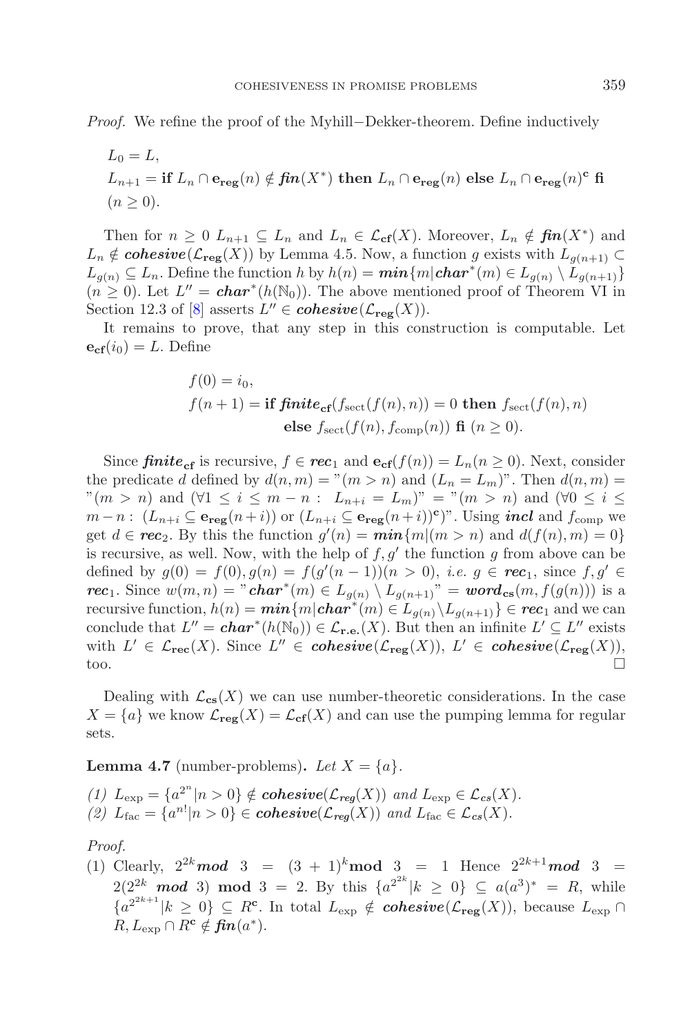*Proof.* We refine the proof of the Myhill−Dekker-theorem. Define inductively

$$
\begin{aligned}
&L_0 = L,\\
&L_{n+1} = \textbf{if } L_n \cap \mathbf{e_{reg}}(n) \notin \boldsymbol{fin}(X^*) \textbf{ then } L_n \cap \mathbf{e_{reg}}(n) \textbf{ else } L_n \cap \mathbf{e_{reg}}(n)^{\mathbf{c}} \textbf{ fi}\\
&(n \geq 0).
\end{aligned}
$$

Then for $n \geq 0$ $L_{n+1} \subseteq L_n$ and $L_n \in \mathcal{L}_{\mathbf{cf}}(X)$. Moreover, $L_n \notin \boldsymbol{fin}(X^*)$ and $L_n \notin \boldsymbol{cohesive}(\mathcal{L}_{\mathbf{reg}}(X))$ by Lemma 4.5. Now, a function $g$ exists with $L_{g(n+1)} \subset L_{g(n)} \subseteq L_n$. Define the function $h$ by $h(n) = \boldsymbol{min}\{m | \boldsymbol{char}^*(m) \in L_{g(n)} \setminus L_{g(n+1)}\}$ $(n \geq 0)$. Let $L'' = \boldsymbol{char}^*(h(\mathbb{N}_0))$. The above mentioned proof of Theorem VI in Section 12.3 of [8] asserts $L'' \in \boldsymbol{cohesive}(\mathcal{L}_{\mathbf{reg}}(X))$.

It remains to prove, that any step in this construction is computable. Let $\mathbf{e_{cf}}(i_0) = L$. Define

$$
\begin{aligned}
&f(0) = i_0,\\
&f(n+1) = \textbf{if } \boldsymbol{finite}_{\mathbf{cf}}(f_{\text{sect}}(f(n), n)) = 0 \textbf{ then } f_{\text{sect}}(f(n), n)\\
&\qquad\qquad \textbf{else } f_{\text{sect}}(f(n), f_{\text{comp}}(n)) \textbf{ fi } (n \geq 0).
\end{aligned}
$$

Since $\boldsymbol{finite}_{\mathbf{cf}}$ is recursive, $f \in \boldsymbol{rec}_1$ and $\mathbf{e_{cf}}(f(n)) = L_n (n \geq 0)$. Next, consider the predicate $d$ defined by $d(n, m) =$ "$(m > n)$ and $(L_n = L_m)$". Then $d(n, m) =$ "$(m > n)$ and $(\forall 1 \leq i \leq m - n : \ L_{n+i} = L_m)$" $=$ "$(m > n)$ and $(\forall 0 \leq i \leq m - n : \ (L_{n+i} \subseteq \mathbf{e_{reg}}(n+i))$ or $(L_{n+i} \subseteq \mathbf{e_{reg}}(n+i))^{\mathbf{c}})$". Using $\boldsymbol{incl}$ and $f_{\text{comp}}$ we get $d \in \boldsymbol{rec}_2$. By this the function $g'(n) = \boldsymbol{min}\{m | (m > n)$ and $d(f(n), m) = 0\}$ is recursive, as well. Now, with the help of $f, g'$ the function $g$ from above can be defined by $g(0) = f(0), g(n) = f(g'(n-1)) (n > 0)$, *i.e.* $g \in \boldsymbol{rec}_1$, since $f, g' \in \boldsymbol{rec}_1$. Since $w(m, n) =$ "$\boldsymbol{char}^*(m) \in L_{g(n)} \setminus L_{g(n+1)}$" $= \boldsymbol{word}_{\mathbf{cs}}(m, f(g(n)))$ is a recursive function, $h(n) = \boldsymbol{min}\{m | \boldsymbol{char}^*(m) \in L_{g(n)} \setminus L_{g(n+1)}\} \in \boldsymbol{rec}_1$ and we can conclude that $L'' = \boldsymbol{char}^*(h(\mathbb{N}_0)) \in \mathcal{L}_{\mathbf{r.e.}}(X)$. But then an infinite $L' \subseteq L''$ exists with $L' \in \mathcal{L}_{\mathbf{rec}}(X)$. Since $L'' \in \boldsymbol{cohesive}(\mathcal{L}_{\mathbf{reg}}(X))$, $L' \in \boldsymbol{cohesive}(\mathcal{L}_{\mathbf{reg}}(X))$, too. □

Dealing with $\mathcal{L}_{\mathbf{cs}}(X)$ we can use number-theoretic considerations. In the case $X = \{a\}$ we know $\mathcal{L}_{\mathbf{reg}}(X) = \mathcal{L}_{\mathbf{cf}}(X)$ and can use the pumping lemma for regular sets.

**Lemma 4.7** (number-problems)**.** *Let* $X = \{a\}$.

*(1)* $L_{\exp} = \{a^{2^n} | n > 0\} \notin \boldsymbol{cohesive}(\mathcal{L}_{\boldsymbol{reg}}(X))$ *and* $L_{\exp} \in \mathcal{L}_{\boldsymbol{cs}}(X)$.
*(2)* $L_{\text{fac}} = \{a^{n!} | n > 0\} \in \boldsymbol{cohesive}(\mathcal{L}_{\boldsymbol{reg}}(X))$ *and* $L_{\text{fac}} \in \mathcal{L}_{\boldsymbol{cs}}(X)$.

*Proof.*

(1) Clearly, $2^{2k} \boldsymbol{mod}\ 3 = (3+1)^k \mathbf{mod}\ 3 = 1$ Hence $2^{2k+1} \boldsymbol{mod}\ 3 = 2(2^{2k}\ \boldsymbol{mod}\ 3)\ \mathbf{mod}\ 3 = 2$. By this $\{a^{2^{2k}} | k \geq 0\} \subseteq a(a^3)^* = R$, while $\{a^{2^{2k+1}} | k \geq 0\} \subseteq R^{\mathbf{c}}$. In total $L_{\exp} \notin \boldsymbol{cohesive}(\mathcal{L}_{\mathbf{reg}}(X))$, because $L_{\exp} \cap R, L_{\exp} \cap R^{\mathbf{c}} \notin \boldsymbol{fin}(a^*)$.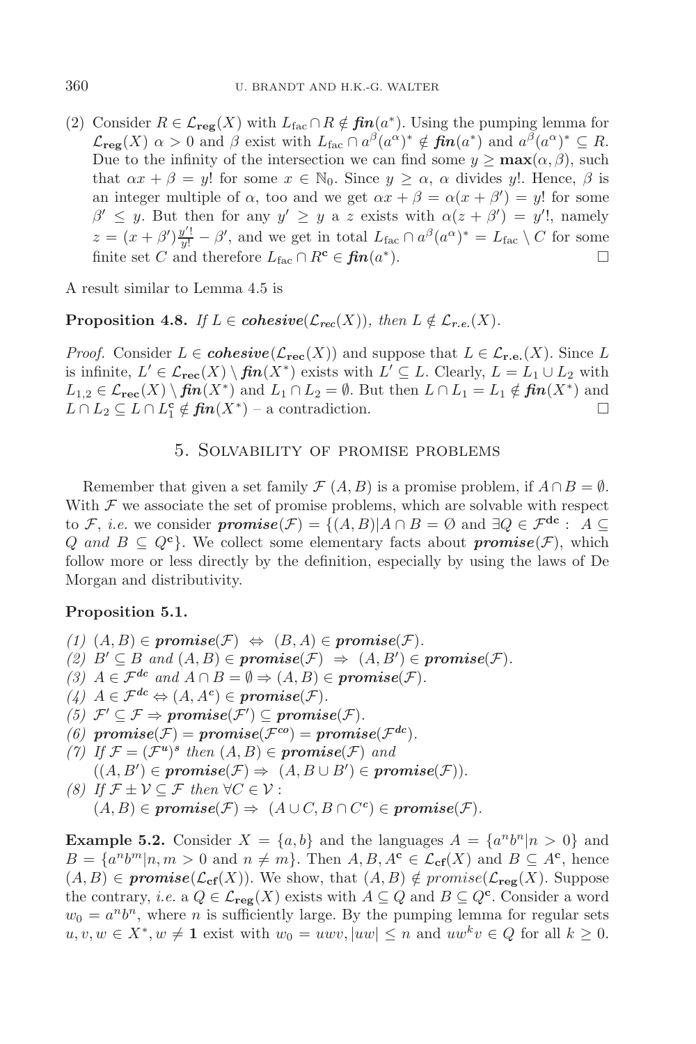(2) Consider $R \in \mathcal{L}_{\mathbf{reg}}(X)$ with $L_{\text{fac}} \cap R \notin \boldsymbol{fin}(a^*)$. Using the pumping lemma for $\mathcal{L}_{\mathbf{reg}}(X)$ $\alpha > 0$ and $\beta$ exist with $L_{\text{fac}} \cap a^\beta(a^\alpha)^* \notin \boldsymbol{fin}(a^*)$ and $a^\beta(a^\alpha)^* \subseteq R$. Due to the infinity of the intersection we can find some $y \geq \mathbf{max}(\alpha, \beta)$, such that $\alpha x + \beta = y!$ for some $x \in \mathbb{N}_0$. Since $y \geq \alpha$, $\alpha$ divides $y!$. Hence, $\beta$ is an integer multiple of $\alpha$, too and we get $\alpha x + \beta = \alpha(x + \beta') = y!$ for some $\beta' \leq y$. But then for any $y' \geq y$ a $z$ exists with $\alpha(z + \beta') = y'!$, namely $z = (x + \beta')\frac{y'!}{y!} - \beta'$, and we get in total $L_{\text{fac}} \cap a^\beta(a^\alpha)^* = L_{\text{fac}} \setminus C$ for some finite set $C$ and therefore $L_{\text{fac}} \cap R^{\mathbf{c}} \in \boldsymbol{fin}(a^*)$. □

A result similar to Lemma 4.5 is

**Proposition 4.8.** *If $L \in \boldsymbol{cohesive}(\mathcal{L}_{\boldsymbol{rec}}(X))$, then $L \notin \mathcal{L}_{\boldsymbol{r.e.}}(X)$.*

*Proof.* Consider $L \in \boldsymbol{cohesive}(\mathcal{L}_{\mathbf{rec}}(X))$ and suppose that $L \in \mathcal{L}_{\mathbf{r.e.}}(X)$. Since $L$ is infinite, $L' \in \mathcal{L}_{\mathbf{rec}}(X) \setminus \boldsymbol{fin}(X^*)$ exists with $L' \subseteq L$. Clearly, $L = L_1 \cup L_2$ with $L_{1,2} \in \mathcal{L}_{\mathbf{rec}}(X) \setminus \boldsymbol{fin}(X^*)$ and $L_1 \cap L_2 = \emptyset$. But then $L \cap L_1 = L_1 \notin \boldsymbol{fin}(X^*)$ and $L \cap L_2 \subseteq L \cap L_1^{\mathbf{c}} \notin \boldsymbol{fin}(X^*)$ – a contradiction. □

## 5. Solvability of promise problems

Remember that given a set family $\mathcal{F}$ $(A, B)$ is a promise problem, if $A \cap B = \emptyset$. With $\mathcal{F}$ we associate the set of promise problems, which are solvable with respect to $\mathcal{F}$, *i.e.* we consider $\boldsymbol{promise}(\mathcal{F}) = \{(A, B) | A \cap B = \emptyset$ and $\exists Q \in \mathcal{F}^{\mathbf{dc}} :\ A \subseteq Q$ *and* $B \subseteq Q^{\mathbf{c}}\}$. We collect some elementary facts about $\boldsymbol{promise}(\mathcal{F})$, which follow more or less directly by the definition, especially by using the laws of De Morgan and distributivity.

**Proposition 5.1.**

*(1) $(A, B) \in \boldsymbol{promise}(\mathcal{F}) \ \Leftrightarrow\ (B, A) \in \boldsymbol{promise}(\mathcal{F})$.*
*(2) $B' \subseteq B$ and $(A, B) \in \boldsymbol{promise}(\mathcal{F}) \ \Rightarrow\ (A, B') \in \boldsymbol{promise}(\mathcal{F})$.*
*(3) $A \in \mathcal{F}^{\boldsymbol{dc}}$ and $A \cap B = \emptyset \Rightarrow (A, B) \in \boldsymbol{promise}(\mathcal{F})$.*
*(4) $A \in \mathcal{F}^{\boldsymbol{dc}} \Leftrightarrow (A, A^{\boldsymbol{c}}) \in \boldsymbol{promise}(\mathcal{F})$.*
*(5) $\mathcal{F}' \subseteq \mathcal{F} \Rightarrow \boldsymbol{promise}(\mathcal{F}') \subseteq \boldsymbol{promise}(\mathcal{F})$.*
*(6) $\boldsymbol{promise}(\mathcal{F}) = \boldsymbol{promise}(\mathcal{F}^{\boldsymbol{co}}) = \boldsymbol{promise}(\mathcal{F}^{\boldsymbol{dc}})$.*
*(7) If $\mathcal{F} = (\mathcal{F}^{\boldsymbol{u}})^{\boldsymbol{s}}$ then $(A, B) \in \boldsymbol{promise}(\mathcal{F})$ and*
*$((A, B') \in \boldsymbol{promise}(\mathcal{F}) \Rightarrow\ (A, B \cup B') \in \boldsymbol{promise}(\mathcal{F}))$.*
*(8) If $\mathcal{F} \pm \mathcal{V} \subseteq \mathcal{F}$ then $\forall C \in \mathcal{V}$ :*
*$(A, B) \in \boldsymbol{promise}(\mathcal{F}) \Rightarrow\ (A \cup C, B \cap C^{\boldsymbol{c}}) \in \boldsymbol{promise}(\mathcal{F})$.*

**Example 5.2.** Consider $X = \{a, b\}$ and the languages $A = \{a^n b^n | n > 0\}$ and $B = \{a^n b^m | n, m > 0$ and $n \neq m\}$. Then $A, B, A^{\mathbf{c}} \in \mathcal{L}_{\mathbf{cf}}(X)$ and $B \subseteq A^{\mathbf{c}}$, hence $(A, B) \in \boldsymbol{promise}(\mathcal{L}_{\mathbf{cf}}(X))$. We show, that $(A, B) \notin promise(\mathcal{L}_{\mathbf{reg}}(X))$. Suppose the contrary, *i.e.* a $Q \in \mathcal{L}_{\mathbf{reg}}(X)$ exists with $A \subseteq Q$ and $B \subseteq Q^{\mathbf{c}}$. Consider a word $w_0 = a^n b^n$, where $n$ is sufficiently large. By the pumping lemma for regular sets $u, v, w \in X^*, w \neq \mathbf{1}$ exist with $w_0 = uwv, |uw| \leq n$ and $uw^k v \in Q$ for all $k \geq 0$.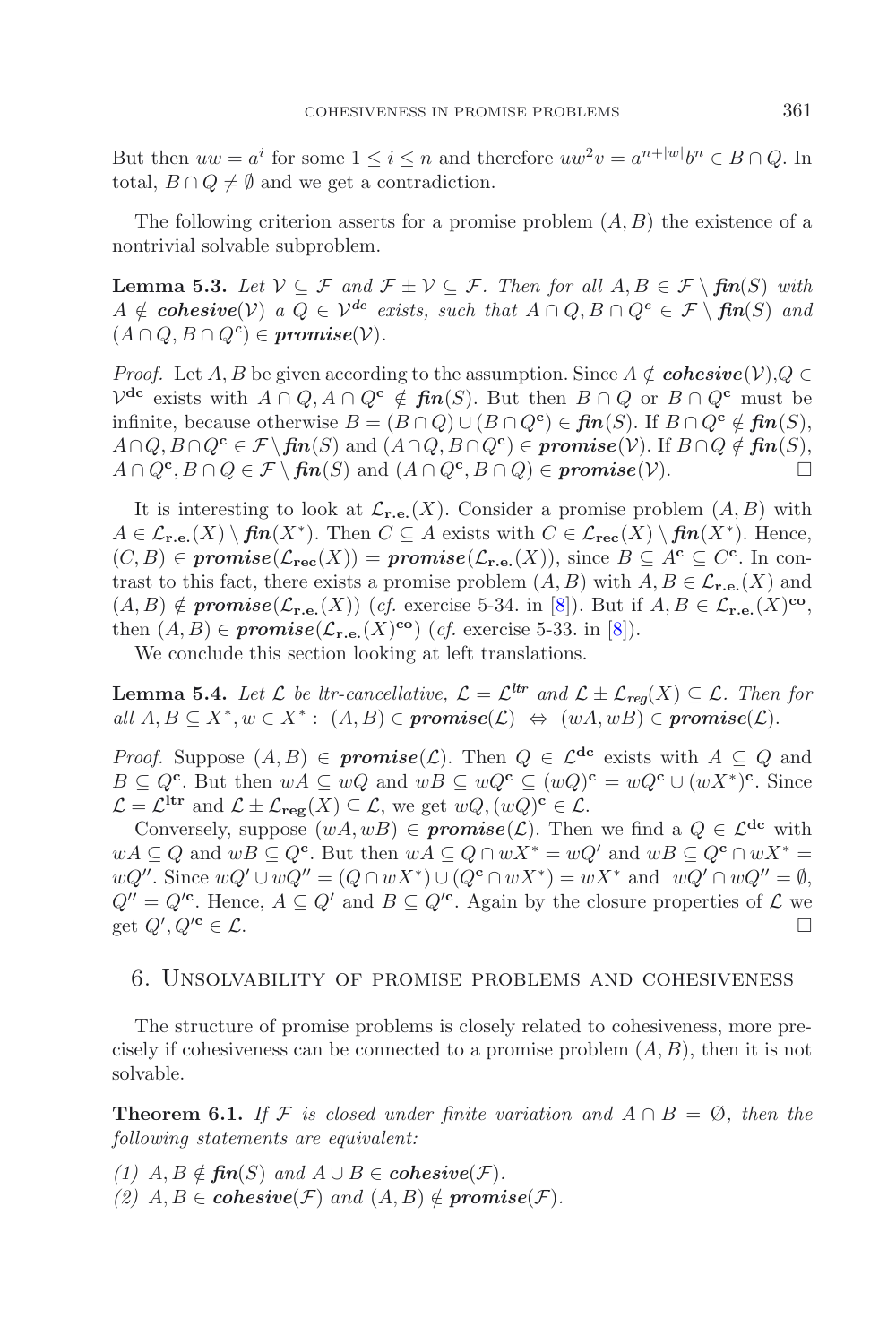But then $uw = a^i$ for some $1 \le i \le n$ and therefore $uw^2v = a^{n+|w|}b^n \in B \cap Q$. In total, $B \cap Q \neq \emptyset$ and we get a contradiction.

The following criterion asserts for a promise problem $(A, B)$ the existence of a nontrivial solvable subproblem.

**Lemma 5.3.** *Let $\mathcal{V} \subseteq \mathcal{F}$ and $\mathcal{F} \pm \mathcal{V} \subseteq \mathcal{F}$. Then for all $A, B \in \mathcal{F} \setminus \boldsymbol{fin}(S)$ with $A \notin \boldsymbol{cohesive}(\mathcal{V})$ a $Q \in \mathcal{V}^{\mathbf{dc}}$ exists, such that $A \cap Q, B \cap Q^{\mathbf{c}} \in \mathcal{F} \setminus \boldsymbol{fin}(S)$ and $(A \cap Q, B \cap Q^{\mathbf{c}}) \in \boldsymbol{promise}(\mathcal{V})$.*

*Proof.* Let $A, B$ be given according to the assumption. Since $A \notin \boldsymbol{cohesive}(\mathcal{V})$,$Q \in \mathcal{V}^{\mathbf{dc}}$ exists with $A \cap Q, A \cap Q^{\mathbf{c}} \notin \boldsymbol{fin}(S)$. But then $B \cap Q$ or $B \cap Q^{\mathbf{c}}$ must be infinite, because otherwise $B = (B \cap Q) \cup (B \cap Q^{\mathbf{c}}) \in \boldsymbol{fin}(S)$. If $B \cap Q^{\mathbf{c}} \notin \boldsymbol{fin}(S)$, $A \cap Q, B \cap Q^{\mathbf{c}} \in \mathcal{F} \setminus \boldsymbol{fin}(S)$ and $(A \cap Q, B \cap Q^{\mathbf{c}}) \in \boldsymbol{promise}(\mathcal{V})$. If $B \cap Q \notin \boldsymbol{fin}(S)$, $A \cap Q^{\mathbf{c}}, B \cap Q \in \mathcal{F} \setminus \boldsymbol{fin}(S)$ and $(A \cap Q^{\mathbf{c}}, B \cap Q) \in \boldsymbol{promise}(\mathcal{V})$. $\square$

It is interesting to look at $\mathcal{L}_{\mathbf{r.e.}}(X)$. Consider a promise problem $(A, B)$ with $A \in \mathcal{L}_{\mathbf{r.e.}}(X) \setminus \boldsymbol{fin}(X^*)$. Then $C \subseteq A$ exists with $C \in \mathcal{L}_{\mathbf{rec}}(X) \setminus \boldsymbol{fin}(X^*)$. Hence, $(C, B) \in \boldsymbol{promise}(\mathcal{L}_{\mathbf{rec}}(X)) = \boldsymbol{promise}(\mathcal{L}_{\mathbf{r.e.}}(X))$, since $B \subseteq A^{\mathbf{c}} \subseteq C^{\mathbf{c}}$. In contrast to this fact, there exists a promise problem $(A, B)$ with $A, B \in \mathcal{L}_{\mathbf{r.e.}}(X)$ and $(A, B) \notin \boldsymbol{promise}(\mathcal{L}_{\mathbf{r.e.}}(X))$ (*cf.* exercise 5-34. in [8]). But if $A, B \in \mathcal{L}_{\mathbf{r.e.}}(X)^{\mathbf{co}}$, then $(A, B) \in \boldsymbol{promise}(\mathcal{L}_{\mathbf{r.e.}}(X)^{\mathbf{co}})$ (*cf.* exercise 5-33. in [8]).

We conclude this section looking at left translations.

**Lemma 5.4.** *Let $\mathcal{L}$ be ltr-cancellative, $\mathcal{L} = \mathcal{L}^{\mathbf{ltr}}$ and $\mathcal{L} \pm \mathcal{L}_{\mathbf{reg}}(X) \subseteq \mathcal{L}$. Then for all $A, B \subseteq X^*, w \in X^*: \ (A, B) \in \boldsymbol{promise}(\mathcal{L}) \ \Leftrightarrow \ (wA, wB) \in \boldsymbol{promise}(\mathcal{L})$.*

*Proof.* Suppose $(A, B) \in \boldsymbol{promise}(\mathcal{L})$. Then $Q \in \mathcal{L}^{\mathbf{dc}}$ exists with $A \subseteq Q$ and $B \subseteq Q^{\mathbf{c}}$. But then $wA \subseteq wQ$ and $wB \subseteq wQ^{\mathbf{c}} \subseteq (wQ)^{\mathbf{c}} = wQ^{\mathbf{c}} \cup (wX^*)^{\mathbf{c}}$. Since $\mathcal{L} = \mathcal{L}^{\mathbf{ltr}}$ and $\mathcal{L} \pm \mathcal{L}_{\mathbf{reg}}(X) \subseteq \mathcal{L}$, we get $wQ, (wQ)^{\mathbf{c}} \in \mathcal{L}$.

Conversely, suppose $(wA, wB) \in \boldsymbol{promise}(\mathcal{L})$. Then we find a $Q \in \mathcal{L}^{\mathbf{dc}}$ with $wA \subseteq Q$ and $wB \subseteq Q^{\mathbf{c}}$. But then $wA \subseteq Q \cap wX^* = wQ'$ and $wB \subseteq Q^{\mathbf{c}} \cap wX^* = wQ''$. Since $wQ' \cup wQ'' = (Q \cap wX^*) \cup (Q^{\mathbf{c}} \cap wX^*) = wX^*$ and $wQ' \cap wQ'' = \emptyset$, $Q'' = Q'^{\mathbf{c}}$. Hence, $A \subseteq Q'$ and $B \subseteq Q'^{\mathbf{c}}$. Again by the closure properties of $\mathcal{L}$ we get $Q', Q'^{\mathbf{c}} \in \mathcal{L}$. $\square$

## 6. Unsolvability of promise problems and cohesiveness

The structure of promise problems is closely related to cohesiveness, more precisely if cohesiveness can be connected to a promise problem $(A, B)$, then it is not solvable.

**Theorem 6.1.** *If $\mathcal{F}$ is closed under finite variation and $A \cap B = \emptyset$, then the following statements are equivalent:*

*(1) $A, B \notin \boldsymbol{fin}(S)$ and $A \cup B \in \boldsymbol{cohesive}(\mathcal{F})$.*

*(2) $A, B \in \boldsymbol{cohesive}(\mathcal{F})$ and $(A, B) \notin \boldsymbol{promise}(\mathcal{F})$.*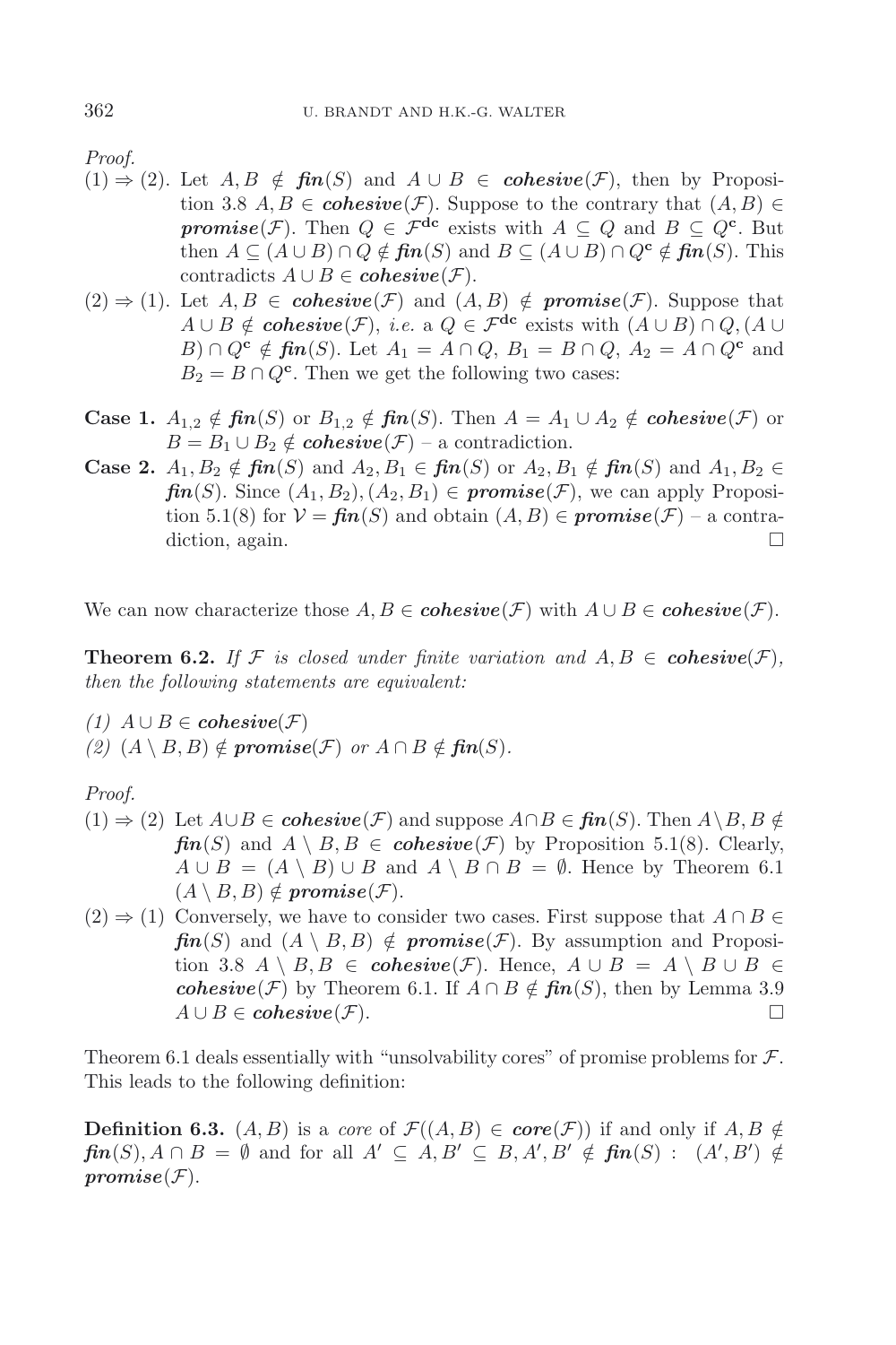*Proof.*

(1) ⇒ (2). Let $A, B \notin \boldsymbol{fin}(S)$ and $A \cup B \in \boldsymbol{cohesive}(\mathcal{F})$, then by Proposition 3.8 $A, B \in \boldsymbol{cohesive}(\mathcal{F})$. Suppose to the contrary that $(A, B) \in \boldsymbol{promise}(\mathcal{F})$. Then $Q \in \mathcal{F}^{\mathbf{dc}}$ exists with $A \subseteq Q$ and $B \subseteq Q^{\mathbf{c}}$. But then $A \subseteq (A \cup B) \cap Q \notin \boldsymbol{fin}(S)$ and $B \subseteq (A \cup B) \cap Q^{\mathbf{c}} \notin \boldsymbol{fin}(S)$. This contradicts $A \cup B \in \boldsymbol{cohesive}(\mathcal{F})$.

(2) ⇒ (1). Let $A, B \in \boldsymbol{cohesive}(\mathcal{F})$ and $(A, B) \notin \boldsymbol{promise}(\mathcal{F})$. Suppose that $A \cup B \notin \boldsymbol{cohesive}(\mathcal{F})$, *i.e.* a $Q \in \mathcal{F}^{\mathbf{dc}}$ exists with $(A \cup B) \cap Q, (A \cup B) \cap Q^{\mathbf{c}} \notin \boldsymbol{fin}(S)$. Let $A_1 = A \cap Q$, $B_1 = B \cap Q$, $A_2 = A \cap Q^{\mathbf{c}}$ and $B_2 = B \cap Q^{\mathbf{c}}$. Then we get the following two cases:

**Case 1.** $A_{1,2} \notin \boldsymbol{fin}(S)$ or $B_{1,2} \notin \boldsymbol{fin}(S)$. Then $A = A_1 \cup A_2 \notin \boldsymbol{cohesive}(\mathcal{F})$ or $B = B_1 \cup B_2 \notin \boldsymbol{cohesive}(\mathcal{F})$ – a contradiction.

**Case 2.** $A_1, B_2 \notin \boldsymbol{fin}(S)$ and $A_2, B_1 \in \boldsymbol{fin}(S)$ or $A_2, B_1 \notin \boldsymbol{fin}(S)$ and $A_1, B_2 \in \boldsymbol{fin}(S)$. Since $(A_1, B_2), (A_2, B_1) \in \boldsymbol{promise}(\mathcal{F})$, we can apply Proposition 5.1(8) for $\mathcal{V} = \boldsymbol{fin}(S)$ and obtain $(A, B) \in \boldsymbol{promise}(\mathcal{F})$ – a contradiction, again. □

We can now characterize those $A, B \in \boldsymbol{cohesive}(\mathcal{F})$ with $A \cup B \in \boldsymbol{cohesive}(\mathcal{F})$.

**Theorem 6.2.** *If $\mathcal{F}$ is closed under finite variation and $A, B \in \boldsymbol{cohesive}(\mathcal{F})$, then the following statements are equivalent:*

*(1) $A \cup B \in \boldsymbol{cohesive}(\mathcal{F})$*

*(2) $(A \setminus B, B) \notin \boldsymbol{promise}(\mathcal{F})$ or $A \cap B \notin \boldsymbol{fin}(S)$.*

*Proof.*

(1) ⇒ (2) Let $A \cup B \in \boldsymbol{cohesive}(\mathcal{F})$ and suppose $A \cap B \in \boldsymbol{fin}(S)$. Then $A \setminus B, B \notin \boldsymbol{fin}(S)$ and $A \setminus B, B \in \boldsymbol{cohesive}(\mathcal{F})$ by Proposition 5.1(8). Clearly, $A \cup B = (A \setminus B) \cup B$ and $A \setminus B \cap B = \emptyset$. Hence by Theorem 6.1 $(A \setminus B, B) \notin \boldsymbol{promise}(\mathcal{F})$.

(2) ⇒ (1) Conversely, we have to consider two cases. First suppose that $A \cap B \in \boldsymbol{fin}(S)$ and $(A \setminus B, B) \notin \boldsymbol{promise}(\mathcal{F})$. By assumption and Proposition 3.8 $A \setminus B, B \in \boldsymbol{cohesive}(\mathcal{F})$. Hence, $A \cup B = A \setminus B \cup B \in \boldsymbol{cohesive}(\mathcal{F})$ by Theorem 6.1. If $A \cap B \notin \boldsymbol{fin}(S)$, then by Lemma 3.9 $A \cup B \in \boldsymbol{cohesive}(\mathcal{F})$. □

Theorem 6.1 deals essentially with "unsolvability cores" of promise problems for $\mathcal{F}$. This leads to the following definition:

**Definition 6.3.** $(A, B)$ is a *core* of $\mathcal{F}((A, B) \in \boldsymbol{core}(\mathcal{F}))$ if and only if $A, B \notin \boldsymbol{fin}(S), A \cap B = \emptyset$ and for all $A' \subseteq A, B' \subseteq B, A', B' \notin \boldsymbol{fin}(S) : (A', B') \notin \boldsymbol{promise}(\mathcal{F})$.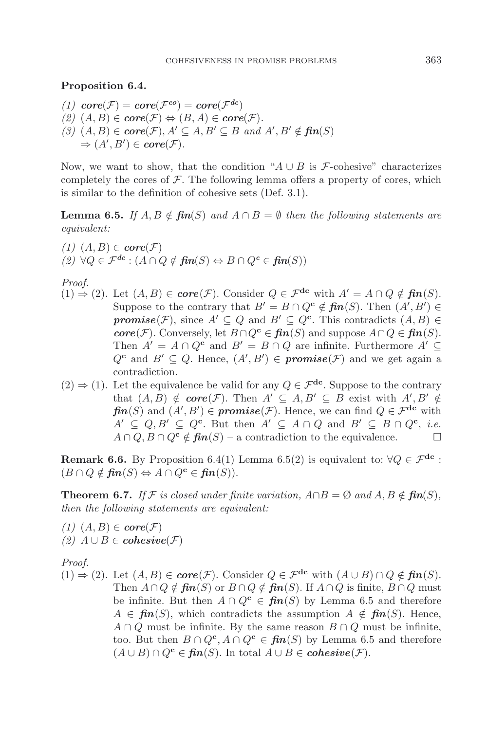**Proposition 6.4.**

(1) $\boldsymbol{core}(\mathcal{F}) = \boldsymbol{core}(\mathcal{F}^{\mathbf{co}}) = \boldsymbol{core}(\mathcal{F}^{\mathbf{dc}})$
(2) $(A, B) \in \boldsymbol{core}(\mathcal{F}) \Leftrightarrow (B, A) \in \boldsymbol{core}(\mathcal{F})$.
(3) $(A, B) \in \boldsymbol{core}(\mathcal{F}), A' \subseteq A, B' \subseteq B$ *and* $A', B' \notin \boldsymbol{fin}(S)$
$\Rightarrow (A', B') \in \boldsymbol{core}(\mathcal{F})$.

Now, we want to show, that the condition "$A \cup B$ is $\mathcal{F}$-cohesive" characterizes completely the cores of $\mathcal{F}$. The following lemma offers a property of cores, which is similar to the definition of cohesive sets (Def. 3.1).

**Lemma 6.5.** *If* $A, B \notin \boldsymbol{fin}(S)$ *and* $A \cap B = \emptyset$ *then the following statements are equivalent:*

*(1)* $(A, B) \in \boldsymbol{core}(\mathcal{F})$
*(2)* $\forall Q \in \mathcal{F}^{\mathbf{dc}} : (A \cap Q \notin \boldsymbol{fin}(S) \Leftrightarrow B \cap Q^{\mathbf{c}} \in \boldsymbol{fin}(S))$

*Proof.*

$(1) \Rightarrow (2)$. Let $(A, B) \in \boldsymbol{core}(\mathcal{F})$. Consider $Q \in \mathcal{F}^{\mathbf{dc}}$ with $A' = A \cap Q \notin \boldsymbol{fin}(S)$. Suppose to the contrary that $B' = B \cap Q^{\mathbf{c}} \notin \boldsymbol{fin}(S)$. Then $(A', B') \in \boldsymbol{promise}(\mathcal{F})$, since $A' \subseteq Q$ and $B' \subseteq Q^{\mathbf{c}}$. This contradicts $(A, B) \in \boldsymbol{core}(\mathcal{F})$. Conversely, let $B \cap Q^{\mathbf{c}} \in \boldsymbol{fin}(S)$ and suppose $A \cap Q \in \boldsymbol{fin}(S)$. Then $A' = A \cap Q^{\mathbf{c}}$ and $B' = B \cap Q$ are infinite. Furthermore $A' \subseteq Q^{\mathbf{c}}$ and $B' \subseteq Q$. Hence, $(A', B') \in \boldsymbol{promise}(\mathcal{F})$ and we get again a contradiction.

$(2) \Rightarrow (1)$. Let the equivalence be valid for any $Q \in \mathcal{F}^{\mathbf{dc}}$. Suppose to the contrary that $(A, B) \notin \boldsymbol{core}(\mathcal{F})$. Then $A' \subseteq A, B' \subseteq B$ exist with $A', B' \notin \boldsymbol{fin}(S)$ and $(A', B') \in \boldsymbol{promise}(\mathcal{F})$. Hence, we can find $Q \in \mathcal{F}^{\mathbf{dc}}$ with $A' \subseteq Q, B' \subseteq Q^{\mathbf{c}}$. But then $A' \subseteq A \cap Q$ and $B' \subseteq B \cap Q^{\mathbf{c}}$, *i.e.* $A \cap Q, B \cap Q^{\mathbf{c}} \notin \boldsymbol{fin}(S)$ – a contradiction to the equivalence. $\square$

**Remark 6.6.** By Proposition 6.4(1) Lemma 6.5(2) is equivalent to: $\forall Q \in \mathcal{F}^{\mathbf{dc}} : (B \cap Q \notin \boldsymbol{fin}(S) \Leftrightarrow A \cap Q^{\mathbf{c}} \in \boldsymbol{fin}(S))$.

**Theorem 6.7.** *If* $\mathcal{F}$ *is closed under finite variation,* $A \cap B = \emptyset$ *and* $A, B \notin \boldsymbol{fin}(S)$, *then the following statements are equivalent:*

*(1)* $(A, B) \in \boldsymbol{core}(\mathcal{F})$
*(2)* $A \cup B \in \boldsymbol{cohesive}(\mathcal{F})$

*Proof.*

$(1) \Rightarrow (2)$. Let $(A, B) \in \boldsymbol{core}(\mathcal{F})$. Consider $Q \in \mathcal{F}^{\mathbf{dc}}$ with $(A \cup B) \cap Q \notin \boldsymbol{fin}(S)$. Then $A \cap Q \notin \boldsymbol{fin}(S)$ or $B \cap Q \notin \boldsymbol{fin}(S)$. If $A \cap Q$ is finite, $B \cap Q$ must be infinite. But then $A \cap Q^{\mathbf{c}} \in \boldsymbol{fin}(S)$ by Lemma 6.5 and therefore $A \in \boldsymbol{fin}(S)$, which contradicts the assumption $A \notin \boldsymbol{fin}(S)$. Hence, $A \cap Q$ must be infinite. By the same reason $B \cap Q$ must be infinite, too. But then $B \cap Q^{\mathbf{c}}, A \cap Q^{\mathbf{c}} \in \boldsymbol{fin}(S)$ by Lemma 6.5 and therefore $(A \cup B) \cap Q^{\mathbf{c}} \in \boldsymbol{fin}(S)$. In total $A \cup B \in \boldsymbol{cohesive}(\mathcal{F})$.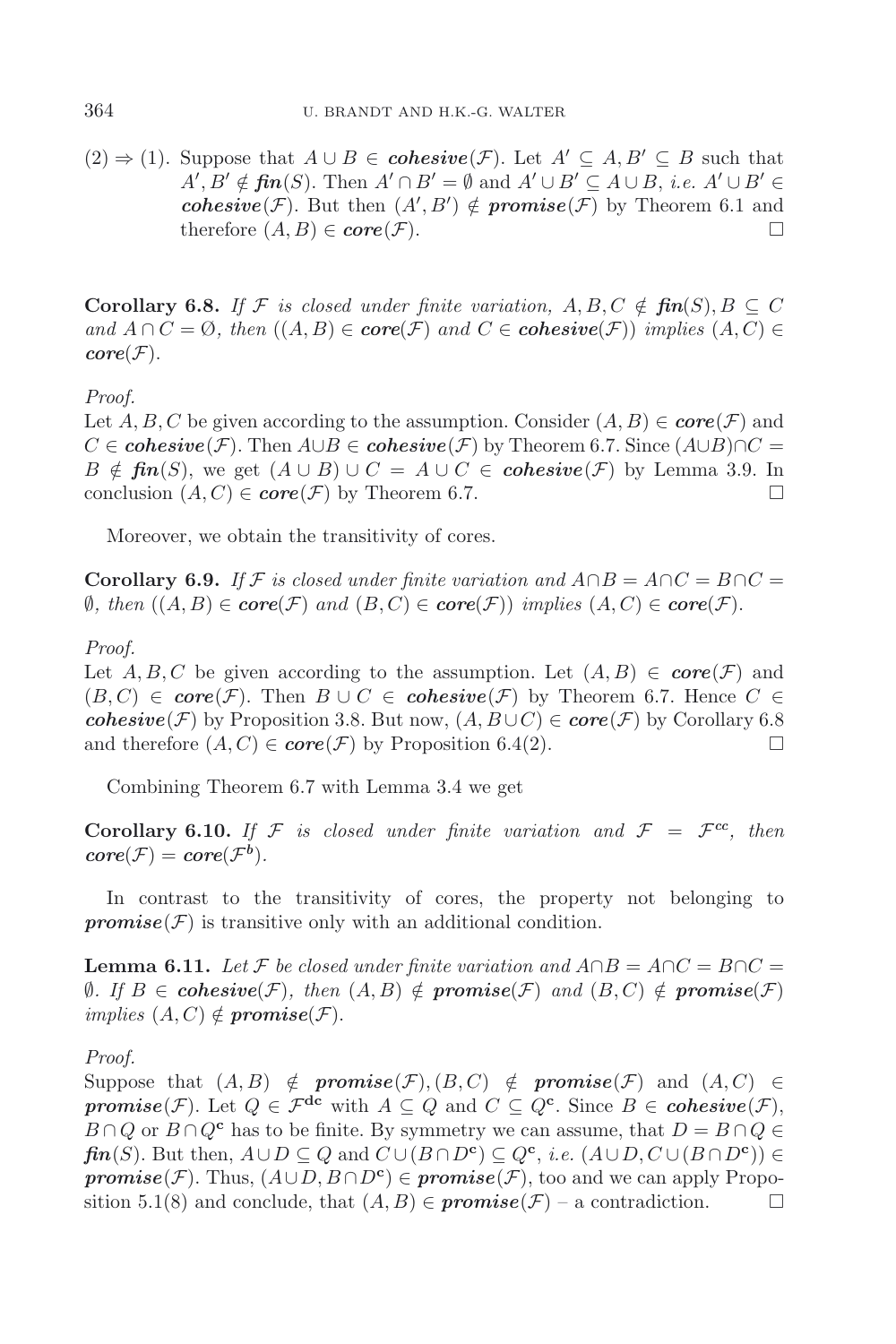(2) ⇒ (1). Suppose that $A \cup B \in \boldsymbol{cohesive}(\mathcal{F})$. Let $A' \subseteq A, B' \subseteq B$ such that $A', B' \notin \boldsymbol{fin}(S)$. Then $A' \cap B' = \emptyset$ and $A' \cup B' \subseteq A \cup B$, *i.e.* $A' \cup B' \in \boldsymbol{cohesive}(\mathcal{F})$. But then $(A', B') \notin \boldsymbol{promise}(\mathcal{F})$ by Theorem 6.1 and therefore $(A, B) \in \boldsymbol{core}(\mathcal{F})$. □

**Corollary 6.8.** *If $\mathcal{F}$ is closed under finite variation, $A, B, C \notin \boldsymbol{fin}(S), B \subseteq C$ and $A \cap C = \emptyset$, then $((A, B) \in \boldsymbol{core}(\mathcal{F})$ and $C \in \boldsymbol{cohesive}(\mathcal{F}))$ implies $(A, C) \in \boldsymbol{core}(\mathcal{F})$.*

*Proof.*
Let $A, B, C$ be given according to the assumption. Consider $(A, B) \in \boldsymbol{core}(\mathcal{F})$ and $C \in \boldsymbol{cohesive}(\mathcal{F})$. Then $A \cup B \in \boldsymbol{cohesive}(\mathcal{F})$ by Theorem 6.7. Since $(A \cup B) \cap C = B \notin \boldsymbol{fin}(S)$, we get $(A \cup B) \cup C = A \cup C \in \boldsymbol{cohesive}(\mathcal{F})$ by Lemma 3.9. In conclusion $(A, C) \in \boldsymbol{core}(\mathcal{F})$ by Theorem 6.7. □

Moreover, we obtain the transitivity of cores.

**Corollary 6.9.** *If $\mathcal{F}$ is closed under finite variation and $A \cap B = A \cap C = B \cap C = \emptyset$, then $((A, B) \in \boldsymbol{core}(\mathcal{F})$ and $(B, C) \in \boldsymbol{core}(\mathcal{F}))$ implies $(A, C) \in \boldsymbol{core}(\mathcal{F})$.*

*Proof.*
Let $A, B, C$ be given according to the assumption. Let $(A, B) \in \boldsymbol{core}(\mathcal{F})$ and $(B, C) \in \boldsymbol{core}(\mathcal{F})$. Then $B \cup C \in \boldsymbol{cohesive}(\mathcal{F})$ by Theorem 6.7. Hence $C \in \boldsymbol{cohesive}(\mathcal{F})$ by Proposition 3.8. But now, $(A, B \cup C) \in \boldsymbol{core}(\mathcal{F})$ by Corollary 6.8 and therefore $(A, C) \in \boldsymbol{core}(\mathcal{F})$ by Proposition 6.4(2). □

Combining Theorem 6.7 with Lemma 3.4 we get

**Corollary 6.10.** *If $\mathcal{F}$ is closed under finite variation and $\mathcal{F} = \mathcal{F}^{\mathbf{cc}}$, then $\boldsymbol{core}(\mathcal{F}) = \boldsymbol{core}(\mathcal{F}^{\mathbf{b}})$.*

In contrast to the transitivity of cores, the property not belonging to $\boldsymbol{promise}(\mathcal{F})$ is transitive only with an additional condition.

**Lemma 6.11.** *Let $\mathcal{F}$ be closed under finite variation and $A \cap B = A \cap C = B \cap C = \emptyset$. If $B \in \boldsymbol{cohesive}(\mathcal{F})$, then $(A, B) \notin \boldsymbol{promise}(\mathcal{F})$ and $(B, C) \notin \boldsymbol{promise}(\mathcal{F})$ implies $(A, C) \notin \boldsymbol{promise}(\mathcal{F})$.*

*Proof.*
Suppose that $(A, B) \notin \boldsymbol{promise}(\mathcal{F}), (B, C) \notin \boldsymbol{promise}(\mathcal{F})$ and $(A, C) \in \boldsymbol{promise}(\mathcal{F})$. Let $Q \in \mathcal{F}^{\mathbf{dc}}$ with $A \subseteq Q$ and $C \subseteq Q^{\mathbf{c}}$. Since $B \in \boldsymbol{cohesive}(\mathcal{F})$, $B \cap Q$ or $B \cap Q^{\mathbf{c}}$ has to be finite. By symmetry we can assume, that $D = B \cap Q \in \boldsymbol{fin}(S)$. But then, $A \cup D \subseteq Q$ and $C \cup (B \cap D^{\mathbf{c}}) \subseteq Q^{\mathbf{c}}$, *i.e.* $(A \cup D, C \cup (B \cap D^{\mathbf{c}})) \in \boldsymbol{promise}(\mathcal{F})$. Thus, $(A \cup D, B \cap D^{\mathbf{c}}) \in \boldsymbol{promise}(\mathcal{F})$, too and we can apply Proposition 5.1(8) and conclude, that $(A, B) \in \boldsymbol{promise}(\mathcal{F})$ – a contradiction. □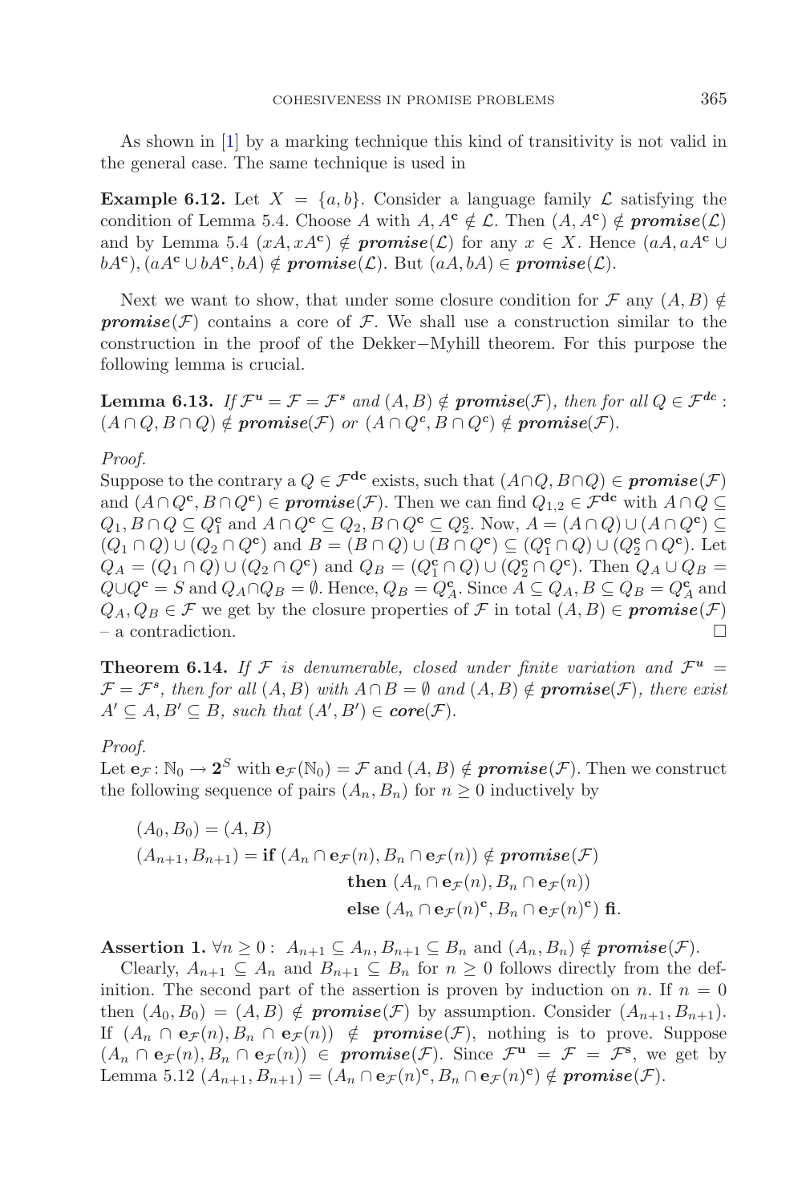As shown in [1] by a marking technique this kind of transitivity is not valid in the general case. The same technique is used in

**Example 6.12.** Let $X = \{a, b\}$. Consider a language family $\mathcal{L}$ satisfying the condition of Lemma 5.4. Choose $A$ with $A, A^{\mathbf{c}} \notin \mathcal{L}$. Then $(A, A^{\mathbf{c}}) \notin \boldsymbol{promise}(\mathcal{L})$ and by Lemma 5.4 $(xA, xA^{\mathbf{c}}) \notin \boldsymbol{promise}(\mathcal{L})$ for any $x \in X$. Hence $(aA, aA^{\mathbf{c}} \cup bA^{\mathbf{c}}), (aA^{\mathbf{c}} \cup bA^{\mathbf{c}}, bA) \notin \boldsymbol{promise}(\mathcal{L})$. But $(aA, bA) \in \boldsymbol{promise}(\mathcal{L})$.

Next we want to show, that under some closure condition for $\mathcal{F}$ any $(A, B) \notin \boldsymbol{promise}(\mathcal{F})$ contains a core of $\mathcal{F}$. We shall use a construction similar to the construction in the proof of the Dekker−Myhill theorem. For this purpose the following lemma is crucial.

**Lemma 6.13.** *If $\mathcal{F}^{\mathbf{u}} = \mathcal{F} = \mathcal{F}^{\mathbf{s}}$ and $(A, B) \notin \boldsymbol{promise}(\mathcal{F})$, then for all $Q \in \mathcal{F}^{\mathbf{dc}}$ : $(A \cap Q, B \cap Q) \notin \boldsymbol{promise}(\mathcal{F})$ or $(A \cap Q^{\mathbf{c}}, B \cap Q^{\mathbf{c}}) \notin \boldsymbol{promise}(\mathcal{F})$.*

*Proof.*
Suppose to the contrary a $Q \in \mathcal{F}^{\mathbf{dc}}$ exists, such that $(A \cap Q, B \cap Q) \in \boldsymbol{promise}(\mathcal{F})$ and $(A \cap Q^{\mathbf{c}}, B \cap Q^{\mathbf{c}}) \in \boldsymbol{promise}(\mathcal{F})$. Then we can find $Q_{1,2} \in \mathcal{F}^{\mathbf{dc}}$ with $A \cap Q \subseteq Q_1, B \cap Q \subseteq Q_1^{\mathbf{c}}$ and $A \cap Q^{\mathbf{c}} \subseteq Q_2, B \cap Q^{\mathbf{c}} \subseteq Q_2^{\mathbf{c}}$. Now, $A = (A \cap Q) \cup (A \cap Q^{\mathbf{c}}) \subseteq (Q_1 \cap Q) \cup (Q_2 \cap Q^{\mathbf{c}})$ and $B = (B \cap Q) \cup (B \cap Q^{\mathbf{c}}) \subseteq (Q_1^{\mathbf{c}} \cap Q) \cup (Q_2^{\mathbf{c}} \cap Q^{\mathbf{c}})$. Let $Q_A = (Q_1 \cap Q) \cup (Q_2 \cap Q^{\mathbf{c}})$ and $Q_B = (Q_1^{\mathbf{c}} \cap Q) \cup (Q_2^{\mathbf{c}} \cap Q^{\mathbf{c}})$. Then $Q_A \cup Q_B = Q \cup Q^{\mathbf{c}} = S$ and $Q_A \cap Q_B = \emptyset$. Hence, $Q_B = Q_A^{\mathbf{c}}$. Since $A \subseteq Q_A, B \subseteq Q_B = Q_A^{\mathbf{c}}$ and $Q_A, Q_B \in \mathcal{F}$ we get by the closure properties of $\mathcal{F}$ in total $(A, B) \in \boldsymbol{promise}(\mathcal{F})$ – a contradiction. $\square$

**Theorem 6.14.** *If $\mathcal{F}$ is denumerable, closed under finite variation and $\mathcal{F}^{\mathbf{u}} = \mathcal{F} = \mathcal{F}^{\mathbf{s}}$, then for all $(A, B)$ with $A \cap B = \emptyset$ and $(A, B) \notin \boldsymbol{promise}(\mathcal{F})$, there exist $A' \subseteq A, B' \subseteq B$, such that $(A', B') \in \boldsymbol{core}(\mathcal{F})$.*

*Proof.*
Let $\mathbf{e}_{\mathcal{F}} \colon \mathbb{N}_0 \to \mathbf{2}^S$ with $\mathbf{e}_{\mathcal{F}}(\mathbb{N}_0) = \mathcal{F}$ and $(A, B) \notin \boldsymbol{promise}(\mathcal{F})$. Then we construct the following sequence of pairs $(A_n, B_n)$ for $n \geq 0$ inductively by

$$
\begin{aligned}
(A_0, B_0) &= (A, B) \\
(A_{n+1}, B_{n+1}) &= \mathbf{if}\ (A_n \cap \mathbf{e}_{\mathcal{F}}(n), B_n \cap \mathbf{e}_{\mathcal{F}}(n)) \notin \boldsymbol{promise}(\mathcal{F}) \\
&\qquad \mathbf{then}\ (A_n \cap \mathbf{e}_{\mathcal{F}}(n), B_n \cap \mathbf{e}_{\mathcal{F}}(n)) \\
&\qquad \mathbf{else}\ (A_n \cap \mathbf{e}_{\mathcal{F}}(n)^{\mathbf{c}}, B_n \cap \mathbf{e}_{\mathcal{F}}(n)^{\mathbf{c}})\ \mathbf{fi}.
\end{aligned}
$$

**Assertion 1.** $\forall n \geq 0 :\ A_{n+1} \subseteq A_n, B_{n+1} \subseteq B_n$ and $(A_n, B_n) \notin \boldsymbol{promise}(\mathcal{F})$.

Clearly, $A_{n+1} \subseteq A_n$ and $B_{n+1} \subseteq B_n$ for $n \geq 0$ follows directly from the definition. The second part of the assertion is proven by induction on $n$. If $n = 0$ then $(A_0, B_0) = (A, B) \notin \boldsymbol{promise}(\mathcal{F})$ by assumption. Consider $(A_{n+1}, B_{n+1})$. If $(A_n \cap \mathbf{e}_{\mathcal{F}}(n), B_n \cap \mathbf{e}_{\mathcal{F}}(n)) \notin \boldsymbol{promise}(\mathcal{F})$, nothing is to prove. Suppose $(A_n \cap \mathbf{e}_{\mathcal{F}}(n), B_n \cap \mathbf{e}_{\mathcal{F}}(n)) \in \boldsymbol{promise}(\mathcal{F})$. Since $\mathcal{F}^{\mathbf{u}} = \mathcal{F} = \mathcal{F}^{\mathbf{s}}$, we get by Lemma 5.12 $(A_{n+1}, B_{n+1}) = (A_n \cap \mathbf{e}_{\mathcal{F}}(n)^{\mathbf{c}}, B_n \cap \mathbf{e}_{\mathcal{F}}(n)^{\mathbf{c}}) \notin \boldsymbol{promise}(\mathcal{F})$.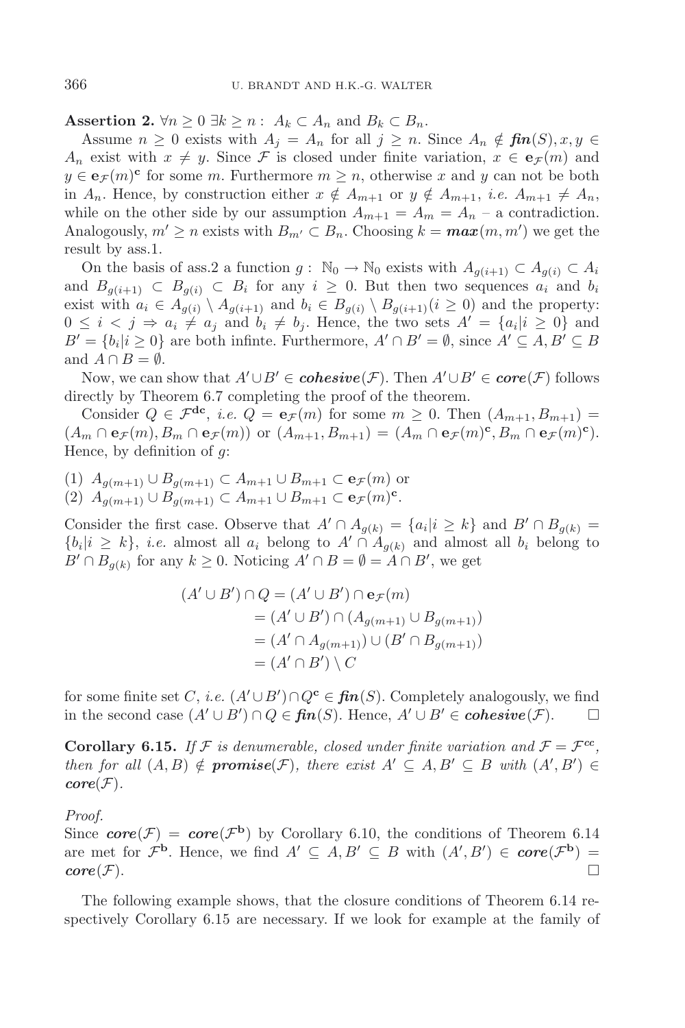**Assertion 2.** $\forall n \geq 0\ \exists k \geq n:\ A_k \subset A_n$ and $B_k \subset B_n$.

Assume $n \geq 0$ exists with $A_j = A_n$ for all $j \geq n$. Since $A_n \notin \boldsymbol{fin}(S), x, y \in A_n$ exist with $x \neq y$. Since $\mathcal{F}$ is closed under finite variation, $x \in \mathbf{e}_{\mathcal{F}}(m)$ and $y \in \mathbf{e}_{\mathcal{F}}(m)^{\mathbf{c}}$ for some $m$. Furthermore $m \geq n$, otherwise $x$ and $y$ can not be both in $A_n$. Hence, by construction either $x \notin A_{m+1}$ or $y \notin A_{m+1}$, *i.e.* $A_{m+1} \neq A_n$, while on the other side by our assumption $A_{m+1} = A_m = A_n$ – a contradiction. Analogously, $m' \geq n$ exists with $B_{m'} \subset B_n$. Choosing $k = \boldsymbol{max}(m, m')$ we get the result by ass.1.

On the basis of ass.2 a function $g:\ \mathbb{N}_0 \to \mathbb{N}_0$ exists with $A_{g(i+1)} \subset A_{g(i)} \subset A_i$ and $B_{g(i+1)} \subset B_{g(i)} \subset B_i$ for any $i \geq 0$. But then two sequences $a_i$ and $b_i$ exist with $a_i \in A_{g(i)} \setminus A_{g(i+1)}$ and $b_i \in B_{g(i)} \setminus B_{g(i+1)} (i \geq 0)$ and the property: $0 \leq i < j \Rightarrow a_i \neq a_j$ and $b_i \neq b_j$. Hence, the two sets $A' = \{a_i | i \geq 0\}$ and $B' = \{b_i | i \geq 0\}$ are both infinte. Furthermore, $A' \cap B' = \emptyset$, since $A' \subseteq A, B' \subseteq B$ and $A \cap B = \emptyset$.

Now, we can show that $A' \cup B' \in \boldsymbol{cohesive}(\mathcal{F})$. Then $A' \cup B' \in \boldsymbol{core}(\mathcal{F})$ follows directly by Theorem 6.7 completing the proof of the theorem.

Consider $Q \in \mathcal{F}^{\mathbf{dc}}$, *i.e.* $Q = \mathbf{e}_{\mathcal{F}}(m)$ for some $m \geq 0$. Then $(A_{m+1}, B_{m+1}) = (A_m \cap \mathbf{e}_{\mathcal{F}}(m), B_m \cap \mathbf{e}_{\mathcal{F}}(m))$ or $(A_{m+1}, B_{m+1}) = (A_m \cap \mathbf{e}_{\mathcal{F}}(m)^{\mathbf{c}}, B_m \cap \mathbf{e}_{\mathcal{F}}(m)^{\mathbf{c}})$. Hence, by definition of $g$:

(1) $A_{g(m+1)} \cup B_{g(m+1)} \subset A_{m+1} \cup B_{m+1} \subset \mathbf{e}_{\mathcal{F}}(m)$ or
(2) $A_{g(m+1)} \cup B_{g(m+1)} \subset A_{m+1} \cup B_{m+1} \subset \mathbf{e}_{\mathcal{F}}(m)^{\mathbf{c}}$.

Consider the first case. Observe that $A' \cap A_{g(k)} = \{a_i | i \geq k\}$ and $B' \cap B_{g(k)} = \{b_i | i \geq k\}$, *i.e.* almost all $a_i$ belong to $A' \cap A_{g(k)}$ and almost all $b_i$ belong to $B' \cap B_{g(k)}$ for any $k \geq 0$. Noticing $A' \cap B = \emptyset = A \cap B'$, we get

$$
\begin{aligned}
(A' \cup B') \cap Q &= (A' \cup B') \cap \mathbf{e}_{\mathcal{F}}(m) \\
&= (A' \cup B') \cap (A_{g(m+1)} \cup B_{g(m+1)}) \\
&= (A' \cap A_{g(m+1)}) \cup (B' \cap B_{g(m+1)}) \\
&= (A' \cap B') \setminus C
\end{aligned}
$$

for some finite set $C$, *i.e.* $(A' \cup B') \cap Q^{\mathbf{c}} \in \boldsymbol{fin}(S)$. Completely analogously, we find in the second case $(A' \cup B') \cap Q \in \boldsymbol{fin}(S)$. Hence, $A' \cup B' \in \boldsymbol{cohesive}(\mathcal{F})$. $\square$

**Corollary 6.15.** *If $\mathcal{F}$ is denumerable, closed under finite variation and $\mathcal{F} = \mathcal{F}^{\mathbf{cc}}$, then for all $(A, B) \notin \boldsymbol{promise}(\mathcal{F})$, there exist $A' \subseteq A, B' \subseteq B$ with $(A', B') \in \boldsymbol{core}(\mathcal{F})$.*

*Proof.*
Since $\boldsymbol{core}(\mathcal{F}) = \boldsymbol{core}(\mathcal{F}^{\mathbf{b}})$ by Corollary 6.10, the conditions of Theorem 6.14 are met for $\mathcal{F}^{\mathbf{b}}$. Hence, we find $A' \subseteq A, B' \subseteq B$ with $(A', B') \in \boldsymbol{core}(\mathcal{F}^{\mathbf{b}}) = \boldsymbol{core}(\mathcal{F})$. $\square$

The following example shows, that the closure conditions of Theorem 6.14 respectively Corollary 6.15 are necessary. If we look for example at the family of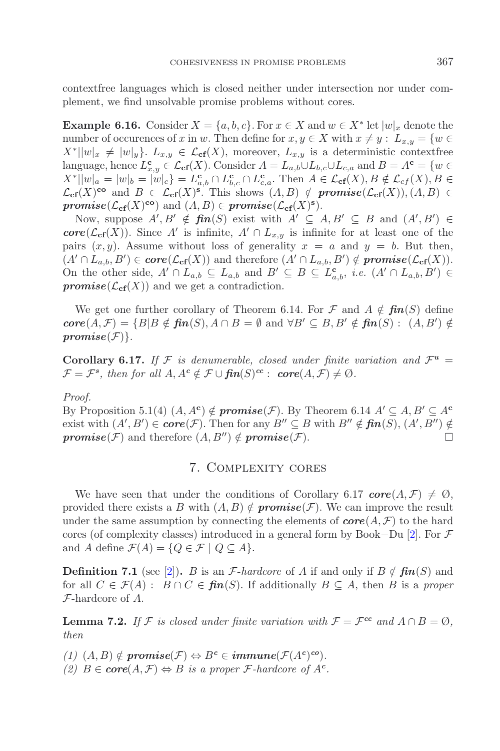contextfree languages which is closed neither under intersection nor under complement, we find unsolvable promise problems without cores.

**Example 6.16.** Consider $X = \{a, b, c\}$. For $x \in X$ and $w \in X^*$ let $|w|_x$ denote the number of occurences of $x$ in $w$. Then define for $x, y \in X$ with $x \neq y$ : $L_{x,y} = \{w \in X^* | |w|_x \neq |w|_y\}$. $L_{x,y} \in \mathcal{L}_{\mathbf{cf}}(X)$, moreover, $L_{x,y}$ is a deterministic contextfree language, hence $L^{\mathbf{c}}_{x,y} \in \mathcal{L}_{\mathbf{cf}}(X)$. Consider $A = L_{a,b} \cup L_{b,c} \cup L_{c,a}$ and $B = A^{\mathbf{c}} = \{w \in X^* | |w|_a = |w|_b = |w|_c\} = L^{\mathbf{c}}_{a,b} \cap L^{\mathbf{c}}_{b,c} \cap L^{\mathbf{c}}_{c,a}$. Then $A \in \mathcal{L}_{\mathbf{cf}}(X), B \notin \mathcal{L}_{cf}(X), B \in \mathcal{L}_{\mathbf{cf}}(X)^{\mathbf{co}}$ and $B \in \mathcal{L}_{\mathbf{cf}}(X)^{\mathbf{s}}$. This shows $(A, B) \notin \boldsymbol{promise}(\mathcal{L}_{\mathbf{cf}}(X)), (A, B) \in \boldsymbol{promise}(\mathcal{L}_{\mathbf{cf}}(X)^{\mathbf{co}})$ and $(A, B) \in \boldsymbol{promise}(\mathcal{L}_{\mathbf{cf}}(X)^{\mathbf{s}})$.

Now, suppose $A', B' \notin \boldsymbol{fin}(S)$ exist with $A' \subseteq A, B' \subseteq B$ and $(A', B') \in \boldsymbol{core}(\mathcal{L}_{\mathbf{cf}}(X))$. Since $A'$ is infinite, $A' \cap L_{x,y}$ is infinite for at least one of the pairs $(x, y)$. Assume without loss of generality $x = a$ and $y = b$. But then, $(A' \cap L_{a,b}, B') \in \boldsymbol{core}(\mathcal{L}_{\mathbf{cf}}(X))$ and therefore $(A' \cap L_{a,b}, B') \notin \boldsymbol{promise}(\mathcal{L}_{\mathbf{cf}}(X))$. On the other side, $A' \cap L_{a,b} \subseteq L_{a,b}$ and $B' \subseteq B \subseteq L^{\mathbf{c}}_{a,b}$, *i.e.* $(A' \cap L_{a,b}, B') \in \boldsymbol{promise}(\mathcal{L}_{\mathbf{cf}}(X))$ and we get a contradiction.

We get one further corollary of Theorem 6.14. For $\mathcal{F}$ and $A \notin \boldsymbol{fin}(S)$ define $\boldsymbol{core}(A, \mathcal{F}) = \{B | B \notin \boldsymbol{fin}(S), A \cap B = \emptyset$ and $\forall B' \subseteq B, B' \notin \boldsymbol{fin}(S) : (A, B') \notin \boldsymbol{promise}(\mathcal{F})\}$.

**Corollary 6.17.** *If $\mathcal{F}$ is denumerable, closed under finite variation and $\mathcal{F}^{\boldsymbol{u}} = \mathcal{F} = \mathcal{F}^{\boldsymbol{s}}$, then for all $A, A^{\mathbf{c}} \notin \mathcal{F} \cup \boldsymbol{fin}(S)^{\boldsymbol{cc}}$ : $\boldsymbol{core}(A, \mathcal{F}) \neq \emptyset$.*

*Proof.*
By Proposition 5.1(4) $(A, A^{\mathbf{c}}) \notin \boldsymbol{promise}(\mathcal{F})$. By Theorem 6.14 $A' \subseteq A, B' \subseteq A^{\mathbf{c}}$ exist with $(A', B') \in \boldsymbol{core}(\mathcal{F})$. Then for any $B'' \subseteq B$ with $B'' \notin \boldsymbol{fin}(S)$, $(A', B'') \notin \boldsymbol{promise}(\mathcal{F})$ and therefore $(A, B'') \notin \boldsymbol{promise}(\mathcal{F})$. $\square$

## 7. Complexity cores

We have seen that under the conditions of Corollary 6.17 $\boldsymbol{core}(A, \mathcal{F}) \neq \emptyset$, provided there exists a $B$ with $(A, B) \notin \boldsymbol{promise}(\mathcal{F})$. We can improve the result under the same assumption by connecting the elements of $\boldsymbol{core}(A, \mathcal{F})$ to the hard cores (of complexity classes) introduced in a general form by Book−Du [2]. For $\mathcal{F}$ and $A$ define $\mathcal{F}(A) = \{Q \in \mathcal{F} \mid Q \subseteq A\}$.

**Definition 7.1** (see [2])**.** $B$ is an $\mathcal{F}$*-hardcore* of $A$ if and only if $B \notin \boldsymbol{fin}(S)$ and for all $C \in \mathcal{F}(A)$ : $B \cap C \in \boldsymbol{fin}(S)$. If additionally $B \subseteq A$, then $B$ is a *proper* $\mathcal{F}$-hardcore of $A$.

**Lemma 7.2.** *If $\mathcal{F}$ is closed under finite variation with $\mathcal{F} = \mathcal{F}^{\boldsymbol{cc}}$ and $A \cap B = \emptyset$, then*

*(1) $(A, B) \notin \boldsymbol{promise}(\mathcal{F}) \Leftrightarrow B^{\mathbf{c}} \in \boldsymbol{immune}(\mathcal{F}(A^{\mathbf{c}})^{\boldsymbol{co}})$.*
*(2) $B \in \boldsymbol{core}(A, \mathcal{F}) \Leftrightarrow B$ is a proper $\mathcal{F}$-hardcore of $A^{\mathbf{c}}$.*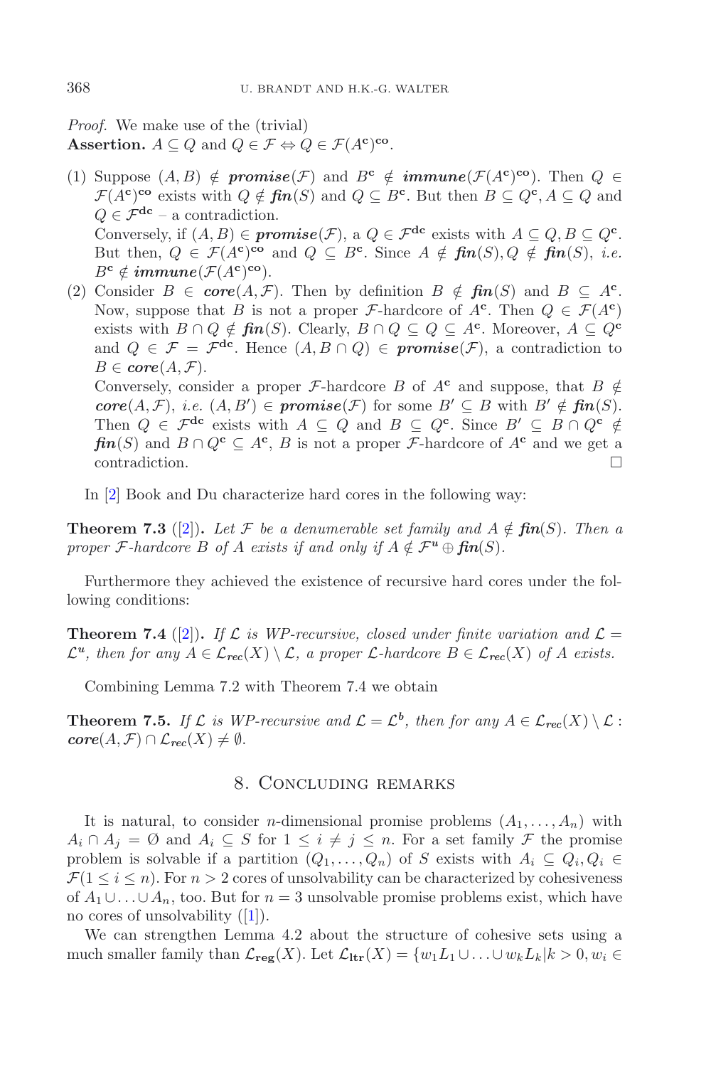*Proof.* We make use of the (trivial)
**Assertion.** $A \subseteq Q$ and $Q \in \mathcal{F} \Leftrightarrow Q \in \mathcal{F}(A^{\mathbf{c}})^{\mathbf{co}}$.

(1) Suppose $(A, B) \notin \boldsymbol{promise}(\mathcal{F})$ and $B^{\mathbf{c}} \notin \boldsymbol{immune}(\mathcal{F}(A^{\mathbf{c}})^{\mathbf{co}})$. Then $Q \in \mathcal{F}(A^{\mathbf{c}})^{\mathbf{co}}$ exists with $Q \notin \boldsymbol{fin}(S)$ and $Q \subseteq B^{\mathbf{c}}$. But then $B \subseteq Q^{\mathbf{c}}, A \subseteq Q$ and $Q \in \mathcal{F}^{\mathbf{dc}}$ – a contradiction.
Conversely, if $(A, B) \in \boldsymbol{promise}(\mathcal{F})$, a $Q \in \mathcal{F}^{\mathbf{dc}}$ exists with $A \subseteq Q, B \subseteq Q^{\mathbf{c}}$. But then, $Q \in \mathcal{F}(A^{\mathbf{c}})^{\mathbf{co}}$ and $Q \subseteq B^{\mathbf{c}}$. Since $A \notin \boldsymbol{fin}(S), Q \notin \boldsymbol{fin}(S)$, *i.e.* $B^{\mathbf{c}} \notin \boldsymbol{immune}(\mathcal{F}(A^{\mathbf{c}})^{\mathbf{co}})$.

(2) Consider $B \in \boldsymbol{core}(A, \mathcal{F})$. Then by definition $B \notin \boldsymbol{fin}(S)$ and $B \subseteq A^{\mathbf{c}}$. Now, suppose that $B$ is not a proper $\mathcal{F}$-hardcore of $A^{\mathbf{c}}$. Then $Q \in \mathcal{F}(A^{\mathbf{c}})$ exists with $B \cap Q \notin \boldsymbol{fin}(S)$. Clearly, $B \cap Q \subseteq Q \subseteq A^{\mathbf{c}}$. Moreover, $A \subseteq Q^{\mathbf{c}}$ and $Q \in \mathcal{F} = \mathcal{F}^{\mathbf{dc}}$. Hence $(A, B \cap Q) \in \boldsymbol{promise}(\mathcal{F})$, a contradiction to $B \in \boldsymbol{core}(A, \mathcal{F})$.
Conversely, consider a proper $\mathcal{F}$-hardcore $B$ of $A^{\mathbf{c}}$ and suppose, that $B \notin \boldsymbol{core}(A, \mathcal{F})$, *i.e.* $(A, B') \in \boldsymbol{promise}(\mathcal{F})$ for some $B' \subseteq B$ with $B' \notin \boldsymbol{fin}(S)$. Then $Q \in \mathcal{F}^{\mathbf{dc}}$ exists with $A \subseteq Q$ and $B \subseteq Q^{\mathbf{c}}$. Since $B' \subseteq B \cap Q^{\mathbf{c}} \notin \boldsymbol{fin}(S)$ and $B \cap Q^{\mathbf{c}} \subseteq A^{\mathbf{c}}$, $B$ is not a proper $\mathcal{F}$-hardcore of $A^{\mathbf{c}}$ and we get a contradiction. □

In [2] Book and Du characterize hard cores in the following way:

**Theorem 7.3** ([2])**.** *Let $\mathcal{F}$ be a denumerable set family and $A \notin \boldsymbol{fin}(S)$. Then a proper $\mathcal{F}$-hardcore $B$ of $A$ exists if and only if $A \notin \mathcal{F}^{\boldsymbol{u}} \oplus \boldsymbol{fin}(S)$.*

Furthermore they achieved the existence of recursive hard cores under the following conditions:

**Theorem 7.4** ([2])**.** *If $\mathcal{L}$ is WP-recursive, closed under finite variation and $\mathcal{L} = \mathcal{L}^{\boldsymbol{u}}$, then for any $A \in \mathcal{L}_{\boldsymbol{rec}}(X) \setminus \mathcal{L}$, a proper $\mathcal{L}$-hardcore $B \in \mathcal{L}_{\boldsymbol{rec}}(X)$ of $A$ exists.*

Combining Lemma 7.2 with Theorem 7.4 we obtain

**Theorem 7.5.** *If $\mathcal{L}$ is WP-recursive and $\mathcal{L} = \mathcal{L}^{\boldsymbol{b}}$, then for any $A \in \mathcal{L}_{\boldsymbol{rec}}(X) \setminus \mathcal{L}$ : $\boldsymbol{core}(A, \mathcal{F}) \cap \mathcal{L}_{\boldsymbol{rec}}(X) \neq \emptyset$.*

## 8. Concluding remarks

It is natural, to consider $n$-dimensional promise problems $(A_1, \ldots, A_n)$ with $A_i \cap A_j = \emptyset$ and $A_i \subseteq S$ for $1 \leq i \neq j \leq n$. For a set family $\mathcal{F}$ the promise problem is solvable if a partition $(Q_1, \ldots, Q_n)$ of $S$ exists with $A_i \subseteq Q_i, Q_i \in \mathcal{F}(1 \leq i \leq n)$. For $n > 2$ cores of unsolvability can be characterized by cohesiveness of $A_1 \cup \ldots \cup A_n$, too. But for $n = 3$ unsolvable promise problems exist, which have no cores of unsolvability ([1]).

We can strengthen Lemma 4.2 about the structure of cohesive sets using a much smaller family than $\mathcal{L}_{\mathbf{reg}}(X)$. Let $\mathcal{L}_{\mathbf{ltr}}(X) = \{w_1 L_1 \cup \ldots \cup w_k L_k | k > 0, w_i \in$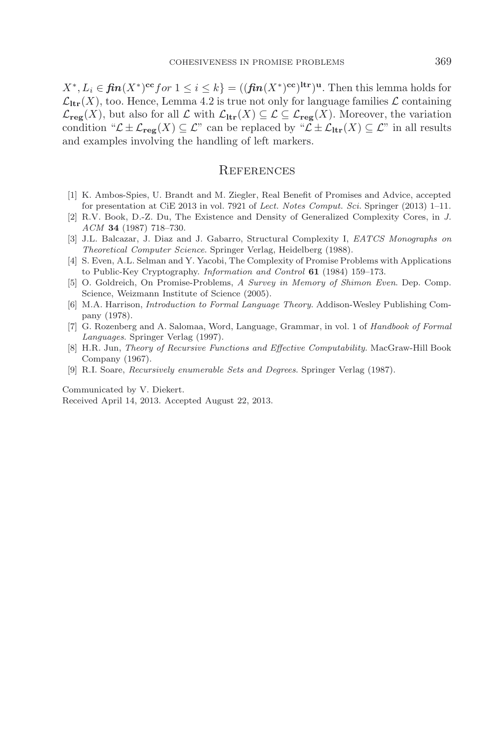$X^*, L_i \in \boldsymbol{fin}(X^*)^{\mathbf{cc}} for\ 1 \leq i \leq k\} = ((\boldsymbol{fin}(X^*)^{\mathbf{cc}})^{\mathbf{ltr}})^{\mathbf{u}}$. Then this lemma holds for $\mathcal{L}_{\mathbf{ltr}}(X)$, too. Hence, Lemma 4.2 is true not only for language families $\mathcal{L}$ containing $\mathcal{L}_{\mathbf{reg}}(X)$, but also for all $\mathcal{L}$ with $\mathcal{L}_{\mathbf{ltr}}(X) \subseteq \mathcal{L} \subseteq \mathcal{L}_{\mathbf{reg}}(X)$. Moreover, the variation condition "$\mathcal{L} \pm \mathcal{L}_{\mathbf{reg}}(X) \subseteq \mathcal{L}$" can be replaced by "$\mathcal{L} \pm \mathcal{L}_{\mathbf{ltr}}(X) \subseteq \mathcal{L}$" in all results and examples involving the handling of left markers.

## References

[1] K. Ambos-Spies, U. Brandt and M. Ziegler, Real Benefit of Promises and Advice, accepted for presentation at CiE 2013 in vol. 7921 of *Lect. Notes Comput. Sci.* Springer (2013) 1–11.

[2] R.V. Book, D.-Z. Du, The Existence and Density of Generalized Complexity Cores, in *J. ACM* **34** (1987) 718–730.

[3] J.L. Balcazar, J. Diaz and J. Gabarro, Structural Complexity I, *EATCS Monographs on Theoretical Computer Science*. Springer Verlag, Heidelberg (1988).

[4] S. Even, A.L. Selman and Y. Yacobi, The Complexity of Promise Problems with Applications to Public-Key Cryptography. *Information and Control* **61** (1984) 159–173.

[5] O. Goldreich, On Promise-Problems, *A Survey in Memory of Shimon Even*. Dep. Comp. Science, Weizmann Institute of Science (2005).

[6] M.A. Harrison, *Introduction to Formal Language Theory*. Addison-Wesley Publishing Company (1978).

[7] G. Rozenberg and A. Salomaa, Word, Language, Grammar, in vol. 1 of *Handbook of Formal Languages*. Springer Verlag (1997).

[8] H.R. Jun, *Theory of Recursive Functions and Effective Computability*. MacGraw-Hill Book Company (1967).

[9] R.I. Soare, *Recursively enumerable Sets and Degrees*. Springer Verlag (1987).

Communicated by V. Diekert.

Received April 14, 2013. Accepted August 22, 2013.